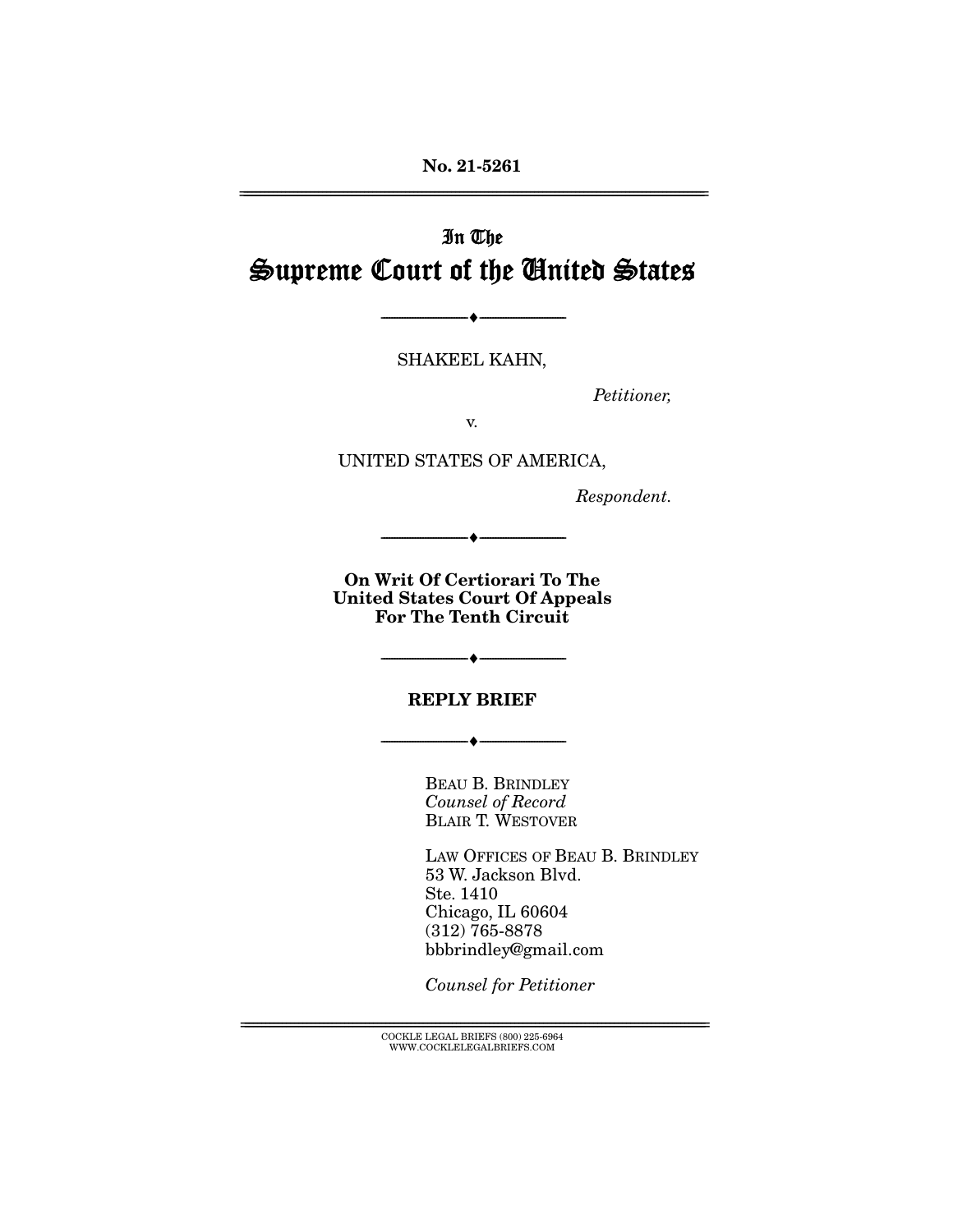No. 21-5261

---

In The

# Supreme Court of the United States

---

SHAKEEL KAHN,

*Petitioner,*

v.

UNITED STATES OF AMERICA,

*Respondent.*

---

**On Writ Of Certiorari To The United States Court Of Appeals For The Tenth Circuit**

---

**REPLY BRIEF**

---

BEAU B. BRINDLEY
*Counsel of Record*
BLAIR T. WESTOVER

LAW OFFICES OF BEAU B. BRINDLEY
53 W. Jackson Blvd.
Ste. 1410
Chicago, IL 60604
(312) 765-8878
bbbrindley@gmail.com

*Counsel for Petitioner*

---

COCKLE LEGAL BRIEFS (800) 225-6964
WWW.COCKLELEGALBRIEFS.COM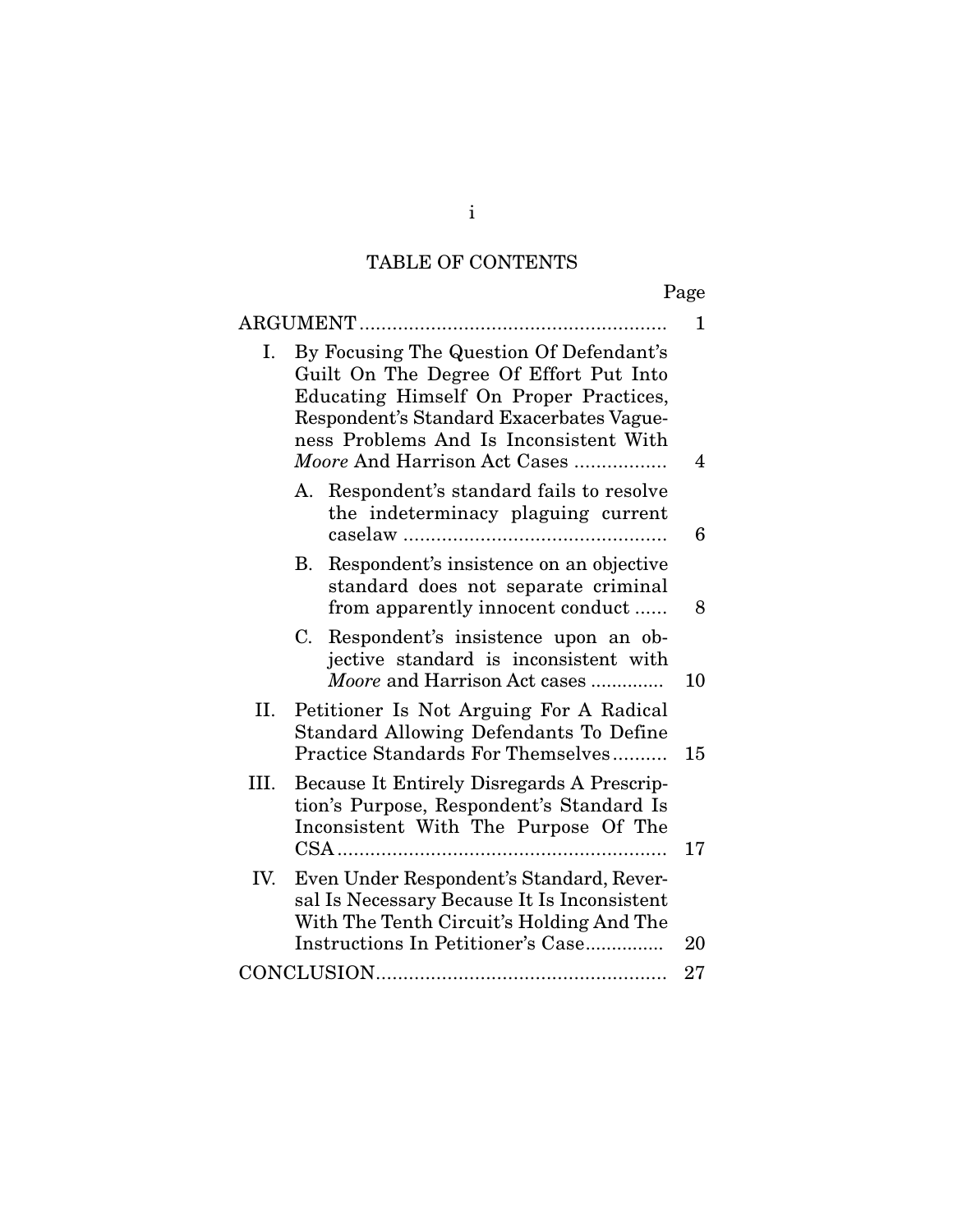# TABLE OF CONTENTS

| | Page |
|---|---|
| ARGUMENT | 1 |
| I. By Focusing The Question Of Defendant's Guilt On The Degree Of Effort Put Into Educating Himself On Proper Practices, Respondent's Standard Exacerbates Vagueness Problems And Is Inconsistent With *Moore* And Harrison Act Cases | 4 |
| A. Respondent's standard fails to resolve the indeterminacy plaguing current caselaw | 6 |
| B. Respondent's insistence on an objective standard does not separate criminal from apparently innocent conduct | 8 |
| C. Respondent's insistence upon an objective standard is inconsistent with *Moore* and Harrison Act cases | 10 |
| II. Petitioner Is Not Arguing For A Radical Standard Allowing Defendants To Define Practice Standards For Themselves | 15 |
| III. Because It Entirely Disregards A Prescription's Purpose, Respondent's Standard Is Inconsistent With The Purpose Of The CSA | 17 |
| IV. Even Under Respondent's Standard, Reversal Is Necessary Because It Is Inconsistent With The Tenth Circuit's Holding And The Instructions In Petitioner's Case | 20 |
| CONCLUSION | 27 |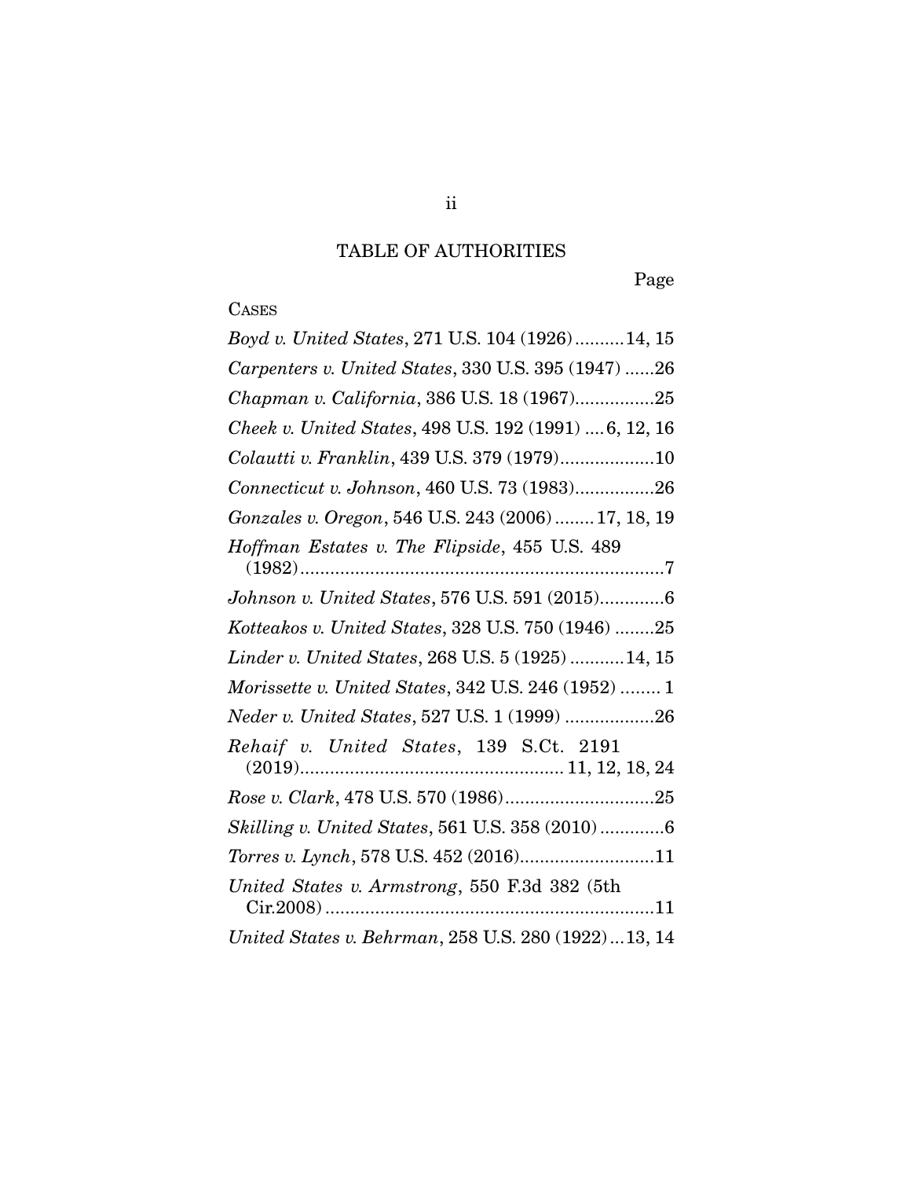# TABLE OF AUTHORITIES

Page

CASES

*Boyd v. United States*, 271 U.S. 104 (1926)..........14, 15

*Carpenters v. United States*, 330 U.S. 395 (1947) ......26

*Chapman v. California*, 386 U.S. 18 (1967)................25

*Cheek v. United States*, 498 U.S. 192 (1991) ....6, 12, 16

*Colautti v. Franklin*, 439 U.S. 379 (1979)...................10

*Connecticut v. Johnson*, 460 U.S. 73 (1983)................26

*Gonzales v. Oregon*, 546 U.S. 243 (2006)........17, 18, 19

*Hoffman Estates v. The Flipside*, 455 U.S. 489 (1982)..........................................................................7

*Johnson v. United States*, 576 U.S. 591 (2015).............6

*Kotteakos v. United States*, 328 U.S. 750 (1946) ........25

*Linder v. United States*, 268 U.S. 5 (1925) ...........14, 15

*Morissette v. United States*, 342 U.S. 246 (1952) ........ 1

*Neder v. United States*, 527 U.S. 1 (1999) ..................26

*Rehaif v. United States*, 139 S.Ct. 2191 (2019).................................................... 11, 12, 18, 24

*Rose v. Clark*, 478 U.S. 570 (1986)..............................25

*Skilling v. United States*, 561 U.S. 358 (2010) .............6

*Torres v. Lynch*, 578 U.S. 452 (2016)...........................11

*United States v. Armstrong*, 550 F.3d 382 (5th Cir.2008) ..................................................................11

*United States v. Behrman*, 258 U.S. 280 (1922)...13, 14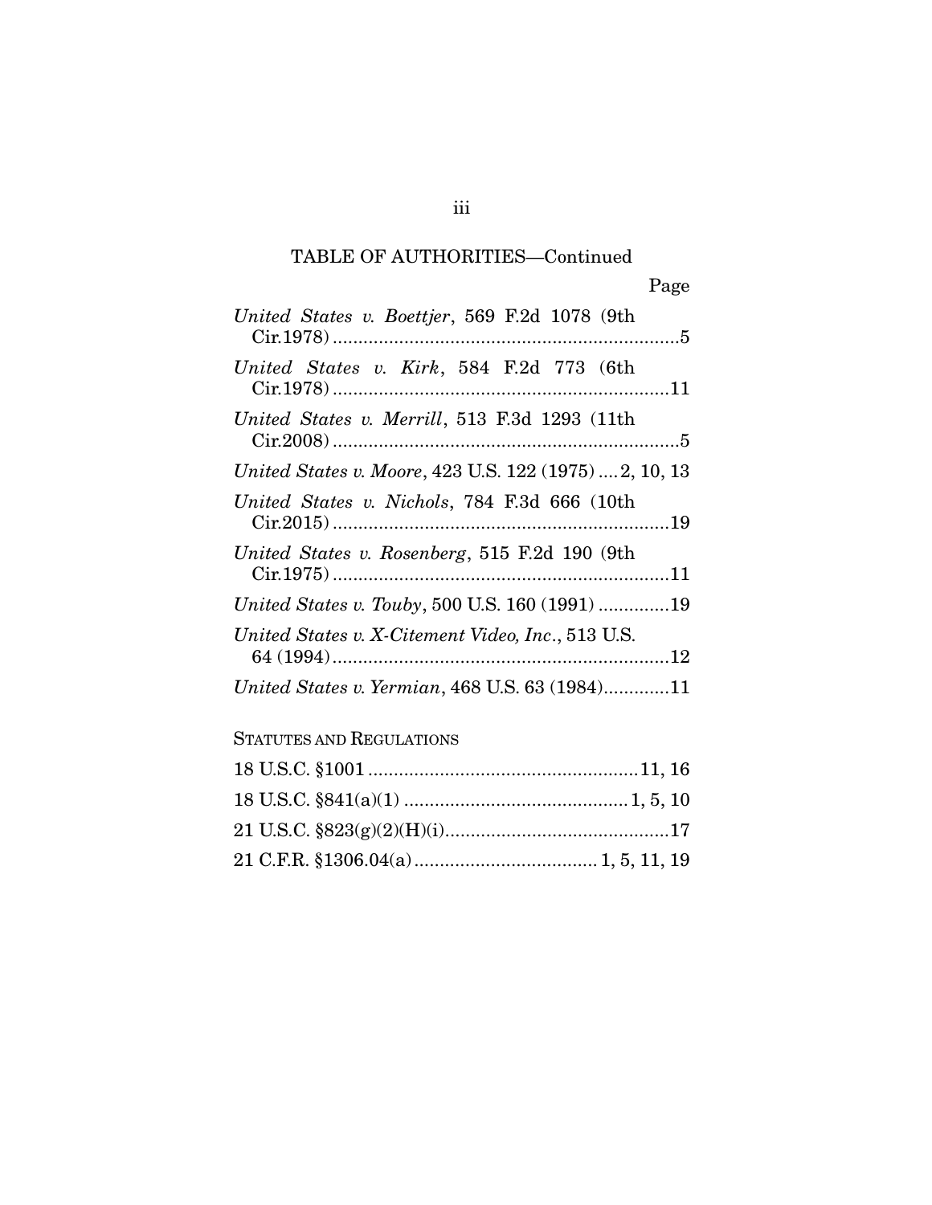TABLE OF AUTHORITIES—Continued

Page

*United States v. Boettjer*, 569 F.2d 1078 (9th Cir.1978) .....................................................................5

*United States v. Kirk*, 584 F.2d 773 (6th Cir.1978) ...................................................................11

*United States v. Merrill*, 513 F.3d 1293 (11th Cir.2008) .....................................................................5

*United States v. Moore*, 423 U.S. 122 (1975) ....2, 10, 13

*United States v. Nichols*, 784 F.3d 666 (10th Cir.2015) ...................................................................19

*United States v. Rosenberg*, 515 F.2d 190 (9th Cir.1975) ...................................................................11

*United States v. Touby*, 500 U.S. 160 (1991) ..............19

*United States v. X-Citement Video, Inc.*, 513 U.S. 64 (1994) ...................................................................12

*United States v. Yermian*, 468 U.S. 63 (1984).............11

STATUTES AND REGULATIONS

18 U.S.C. §1001 .....................................................11, 16

18 U.S.C. §841(a)(1) ............................................1, 5, 10

21 U.S.C. §823(g)(2)(H)(i)............................................17

21 C.F.R. §1306.04(a) ....................................1, 5, 11, 19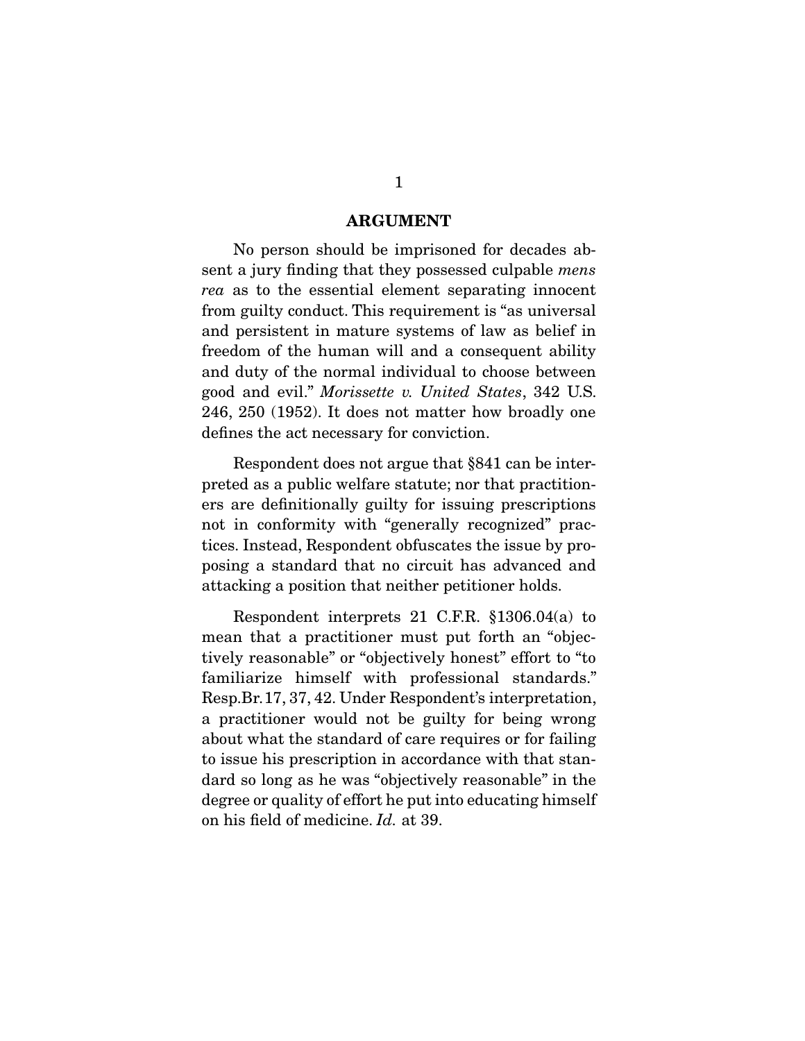## ARGUMENT

No person should be imprisoned for decades absent a jury finding that they possessed culpable *mens rea* as to the essential element separating innocent from guilty conduct. This requirement is "as universal and persistent in mature systems of law as belief in freedom of the human will and a consequent ability and duty of the normal individual to choose between good and evil." *Morissette v. United States*, 342 U.S. 246, 250 (1952). It does not matter how broadly one defines the act necessary for conviction.

Respondent does not argue that §841 can be interpreted as a public welfare statute; nor that practitioners are definitionally guilty for issuing prescriptions not in conformity with "generally recognized" practices. Instead, Respondent obfuscates the issue by proposing a standard that no circuit has advanced and attacking a position that neither petitioner holds.

Respondent interprets 21 C.F.R. §1306.04(a) to mean that a practitioner must put forth an "objectively reasonable" or "objectively honest" effort to "to familiarize himself with professional standards." Resp.Br. 17, 37, 42. Under Respondent's interpretation, a practitioner would not be guilty for being wrong about what the standard of care requires or for failing to issue his prescription in accordance with that standard so long as he was "objectively reasonable" in the degree or quality of effort he put into educating himself on his field of medicine. *Id.* at 39.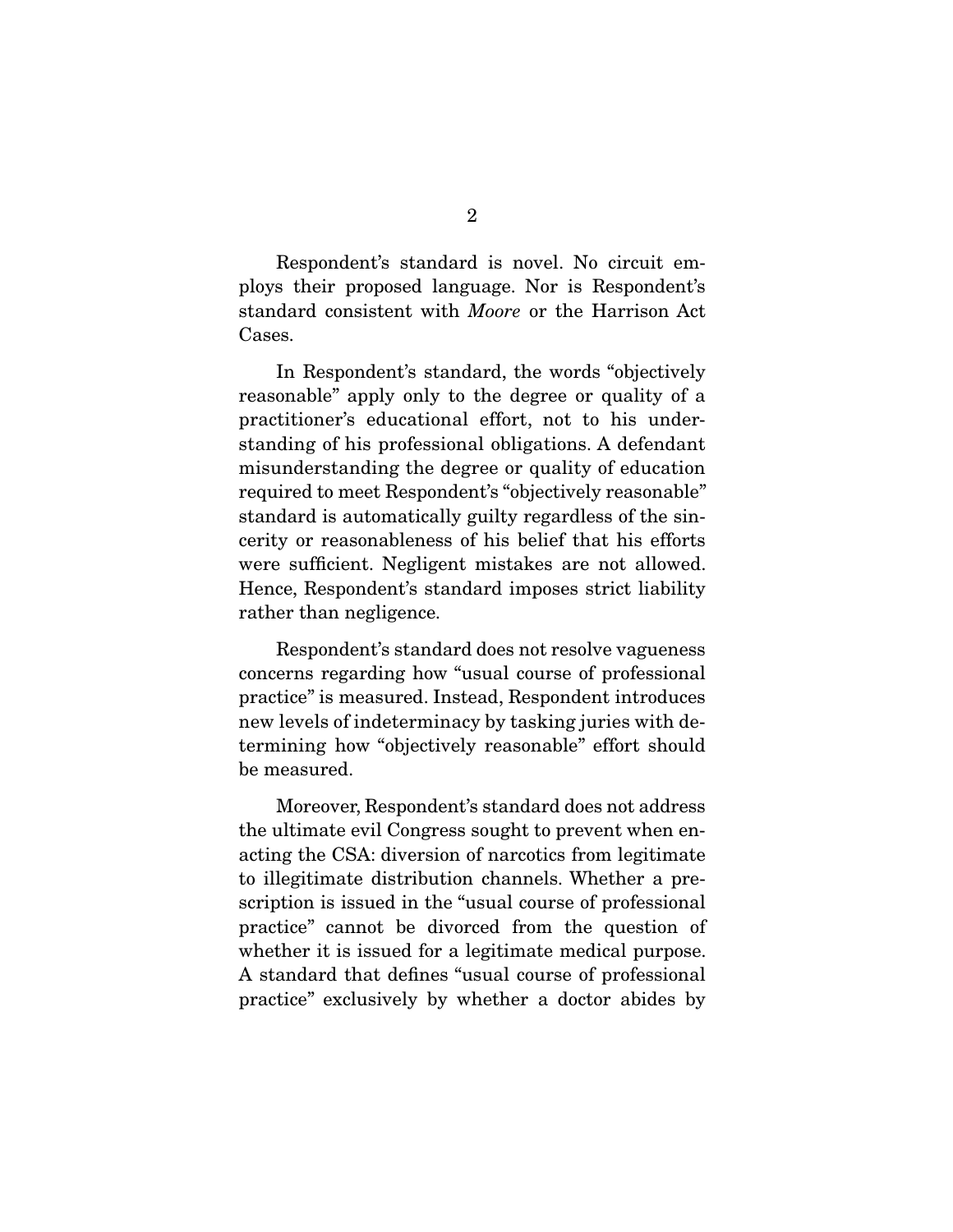Respondent's standard is novel. No circuit employs their proposed language. Nor is Respondent's standard consistent with *Moore* or the Harrison Act Cases.

In Respondent's standard, the words "objectively reasonable" apply only to the degree or quality of a practitioner's educational effort, not to his understanding of his professional obligations. A defendant misunderstanding the degree or quality of education required to meet Respondent's "objectively reasonable" standard is automatically guilty regardless of the sincerity or reasonableness of his belief that his efforts were sufficient. Negligent mistakes are not allowed. Hence, Respondent's standard imposes strict liability rather than negligence.

Respondent's standard does not resolve vagueness concerns regarding how "usual course of professional practice" is measured. Instead, Respondent introduces new levels of indeterminacy by tasking juries with determining how "objectively reasonable" effort should be measured.

Moreover, Respondent's standard does not address the ultimate evil Congress sought to prevent when enacting the CSA: diversion of narcotics from legitimate to illegitimate distribution channels. Whether a prescription is issued in the "usual course of professional practice" cannot be divorced from the question of whether it is issued for a legitimate medical purpose. A standard that defines "usual course of professional practice" exclusively by whether a doctor abides by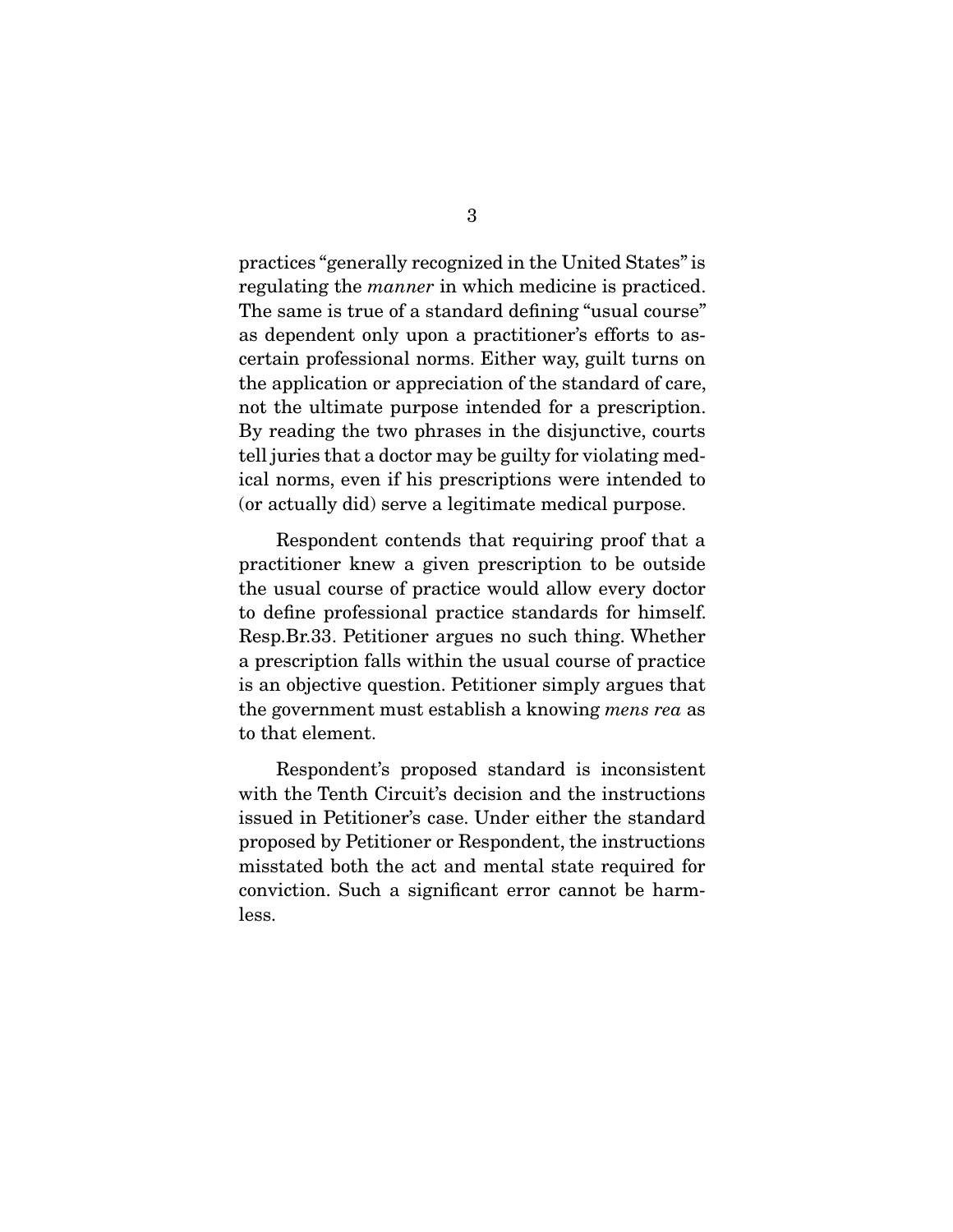practices "generally recognized in the United States" is regulating the *manner* in which medicine is practiced. The same is true of a standard defining "usual course" as dependent only upon a practitioner's efforts to ascertain professional norms. Either way, guilt turns on the application or appreciation of the standard of care, not the ultimate purpose intended for a prescription. By reading the two phrases in the disjunctive, courts tell juries that a doctor may be guilty for violating medical norms, even if his prescriptions were intended to (or actually did) serve a legitimate medical purpose.

Respondent contends that requiring proof that a practitioner knew a given prescription to be outside the usual course of practice would allow every doctor to define professional practice standards for himself. Resp.Br.33. Petitioner argues no such thing. Whether a prescription falls within the usual course of practice is an objective question. Petitioner simply argues that the government must establish a knowing *mens rea* as to that element.

Respondent's proposed standard is inconsistent with the Tenth Circuit's decision and the instructions issued in Petitioner's case. Under either the standard proposed by Petitioner or Respondent, the instructions misstated both the act and mental state required for conviction. Such a significant error cannot be harmless.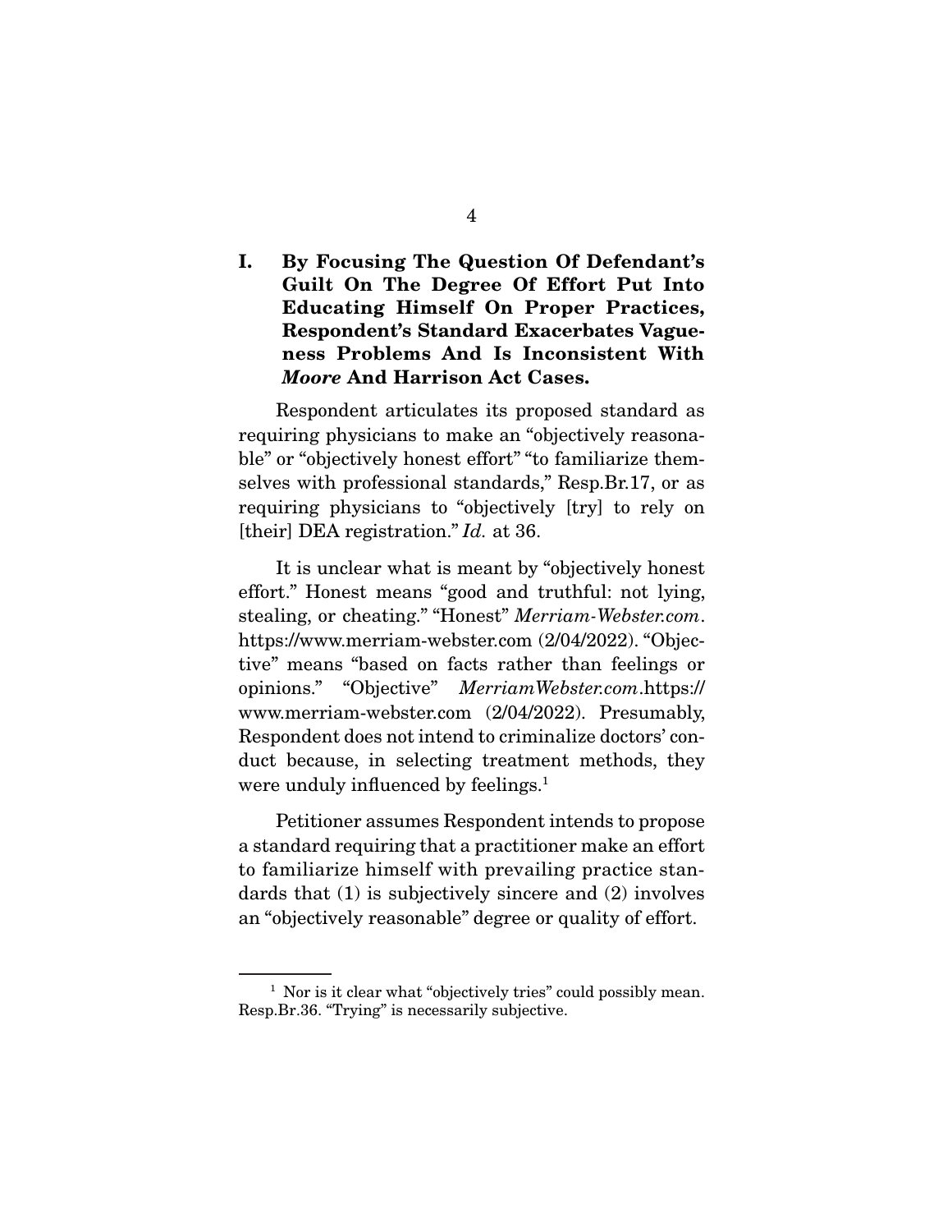## I. By Focusing The Question Of Defendant's Guilt On The Degree Of Effort Put Into Educating Himself On Proper Practices, Respondent's Standard Exacerbates Vagueness Problems And Is Inconsistent With *Moore* And Harrison Act Cases.

Respondent articulates its proposed standard as requiring physicians to make an "objectively reasonable" or "objectively honest effort" "to familiarize themselves with professional standards," Resp.Br.17, or as requiring physicians to "objectively [try] to rely on [their] DEA registration." *Id.* at 36.

It is unclear what is meant by "objectively honest effort." Honest means "good and truthful: not lying, stealing, or cheating." "Honest" *Merriam-Webster.com*. https://www.merriam-webster.com (2/04/2022). "Objective" means "based on facts rather than feelings or opinions." "Objective" *MerriamWebster.com*.https://www.merriam-webster.com (2/04/2022). Presumably, Respondent does not intend to criminalize doctors' conduct because, in selecting treatment methods, they were unduly influenced by feelings.[1]

Petitioner assumes Respondent intends to propose a standard requiring that a practitioner make an effort to familiarize himself with prevailing practice standards that (1) is subjectively sincere and (2) involves an "objectively reasonable" degree or quality of effort.

---

[1] Nor is it clear what "objectively tries" could possibly mean. Resp.Br.36. "Trying" is necessarily subjective.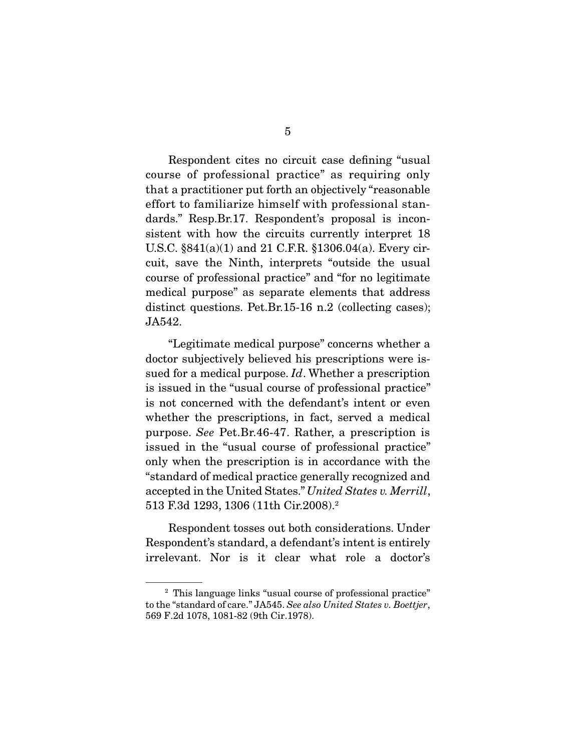Respondent cites no circuit case defining "usual course of professional practice" as requiring only that a practitioner put forth an objectively "reasonable effort to familiarize himself with professional standards." Resp.Br.17. Respondent's proposal is inconsistent with how the circuits currently interpret 18 U.S.C. §841(a)(1) and 21 C.F.R. §1306.04(a). Every circuit, save the Ninth, interprets "outside the usual course of professional practice" and "for no legitimate medical purpose" as separate elements that address distinct questions. Pet.Br.15-16 n.2 (collecting cases); JA542.

"Legitimate medical purpose" concerns whether a doctor subjectively believed his prescriptions were issued for a medical purpose. *Id*. Whether a prescription is issued in the "usual course of professional practice" is not concerned with the defendant's intent or even whether the prescriptions, in fact, served a medical purpose. *See* Pet.Br.46-47. Rather, a prescription is issued in the "usual course of professional practice" only when the prescription is in accordance with the "standard of medical practice generally recognized and accepted in the United States." *United States v. Merrill*, 513 F.3d 1293, 1306 (11th Cir.2008).[2]

Respondent tosses out both considerations. Under Respondent's standard, a defendant's intent is entirely irrelevant. Nor is it clear what role a doctor's

---

[2] This language links "usual course of professional practice" to the "standard of care." JA545. *See also United States v. Boettjer*, 569 F.2d 1078, 1081-82 (9th Cir.1978).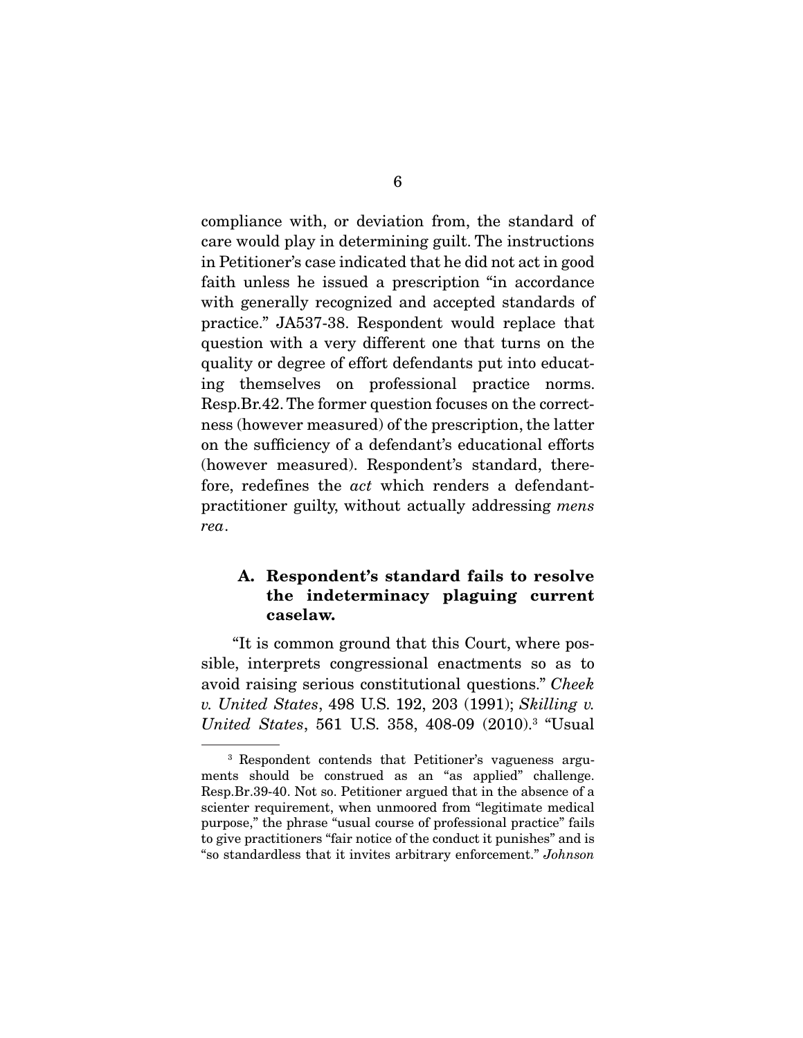compliance with, or deviation from, the standard of care would play in determining guilt. The instructions in Petitioner's case indicated that he did not act in good faith unless he issued a prescription "in accordance with generally recognized and accepted standards of practice." JA537-38. Respondent would replace that question with a very different one that turns on the quality or degree of effort defendants put into educating themselves on professional practice norms. Resp.Br.42. The former question focuses on the correctness (however measured) of the prescription, the latter on the sufficiency of a defendant's educational efforts (however measured). Respondent's standard, therefore, redefines the *act* which renders a defendant-practitioner guilty, without actually addressing *mens rea*.

### A. Respondent's standard fails to resolve the indeterminacy plaguing current caselaw.

"It is common ground that this Court, where possible, interprets congressional enactments so as to avoid raising serious constitutional questions." *Cheek v. United States*, 498 U.S. 192, 203 (1991); *Skilling v. United States*, 561 U.S. 358, 408-09 (2010).[3] "Usual

[3] Respondent contends that Petitioner's vagueness arguments should be construed as an "as applied" challenge. Resp.Br.39-40. Not so. Petitioner argued that in the absence of a scienter requirement, when unmoored from "legitimate medical purpose," the phrase "usual course of professional practice" fails to give practitioners "fair notice of the conduct it punishes" and is "so standardless that it invites arbitrary enforcement." *Johnson*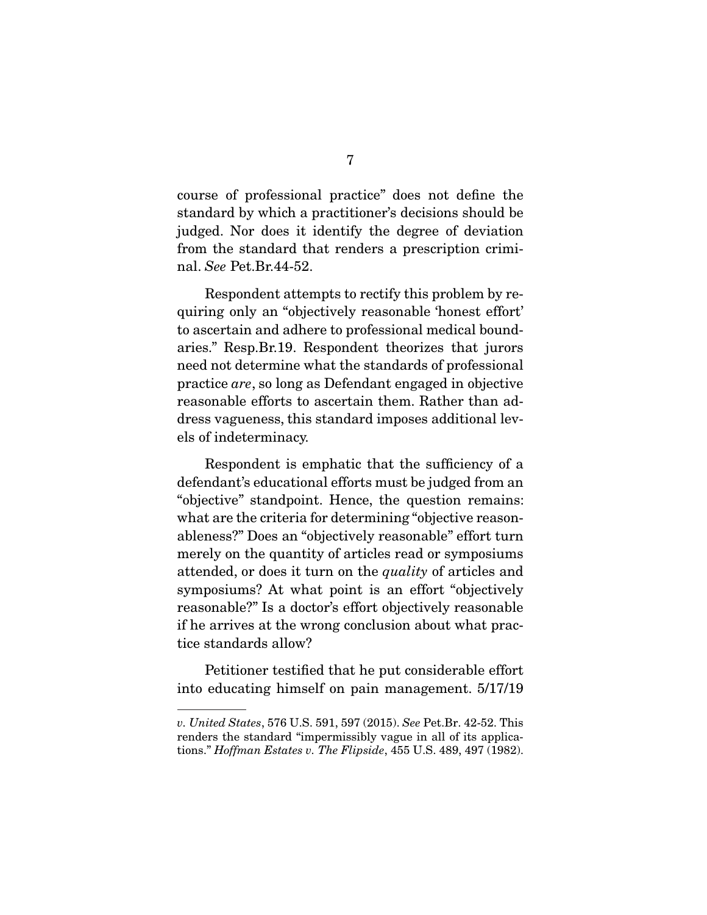course of professional practice" does not define the standard by which a practitioner's decisions should be judged. Nor does it identify the degree of deviation from the standard that renders a prescription criminal. *See* Pet.Br.44-52.

Respondent attempts to rectify this problem by requiring only an "objectively reasonable 'honest effort' to ascertain and adhere to professional medical boundaries." Resp.Br.19. Respondent theorizes that jurors need not determine what the standards of professional practice *are*, so long as Defendant engaged in objective reasonable efforts to ascertain them. Rather than address vagueness, this standard imposes additional levels of indeterminacy.

Respondent is emphatic that the sufficiency of a defendant's educational efforts must be judged from an "objective" standpoint. Hence, the question remains: what are the criteria for determining "objective reasonableness?" Does an "objectively reasonable" effort turn merely on the quantity of articles read or symposiums attended, or does it turn on the *quality* of articles and symposiums? At what point is an effort "objectively reasonable?" Is a doctor's effort objectively reasonable if he arrives at the wrong conclusion about what practice standards allow?

Petitioner testified that he put considerable effort into educating himself on pain management. 5/17/19

---

*v. United States*, 576 U.S. 591, 597 (2015). *See* Pet.Br. 42-52. This renders the standard "impermissibly vague in all of its applications." *Hoffman Estates v. The Flipside*, 455 U.S. 489, 497 (1982).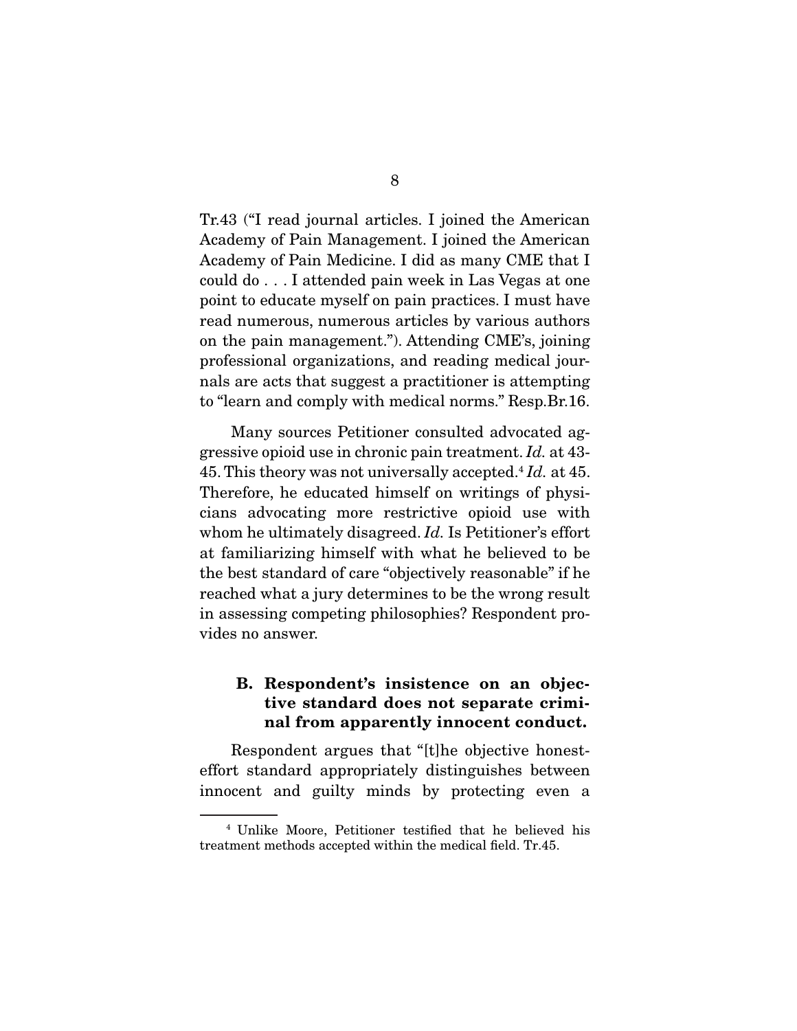Tr.43 ("I read journal articles. I joined the American Academy of Pain Management. I joined the American Academy of Pain Medicine. I did as many CME that I could do . . . I attended pain week in Las Vegas at one point to educate myself on pain practices. I must have read numerous, numerous articles by various authors on the pain management."). Attending CME's, joining professional organizations, and reading medical journals are acts that suggest a practitioner is attempting to "learn and comply with medical norms." Resp.Br.16.

Many sources Petitioner consulted advocated aggressive opioid use in chronic pain treatment. *Id.* at 43-45. This theory was not universally accepted.[4] *Id.* at 45. Therefore, he educated himself on writings of physicians advocating more restrictive opioid use with whom he ultimately disagreed. *Id.* Is Petitioner's effort at familiarizing himself with what he believed to be the best standard of care "objectively reasonable" if he reached what a jury determines to be the wrong result in assessing competing philosophies? Respondent provides no answer.

### B. Respondent's insistence on an objective standard does not separate criminal from apparently innocent conduct.

Respondent argues that "[t]he objective honest-effort standard appropriately distinguishes between innocent and guilty minds by protecting even a

[4] Unlike Moore, Petitioner testified that he believed his treatment methods accepted within the medical field. Tr.45.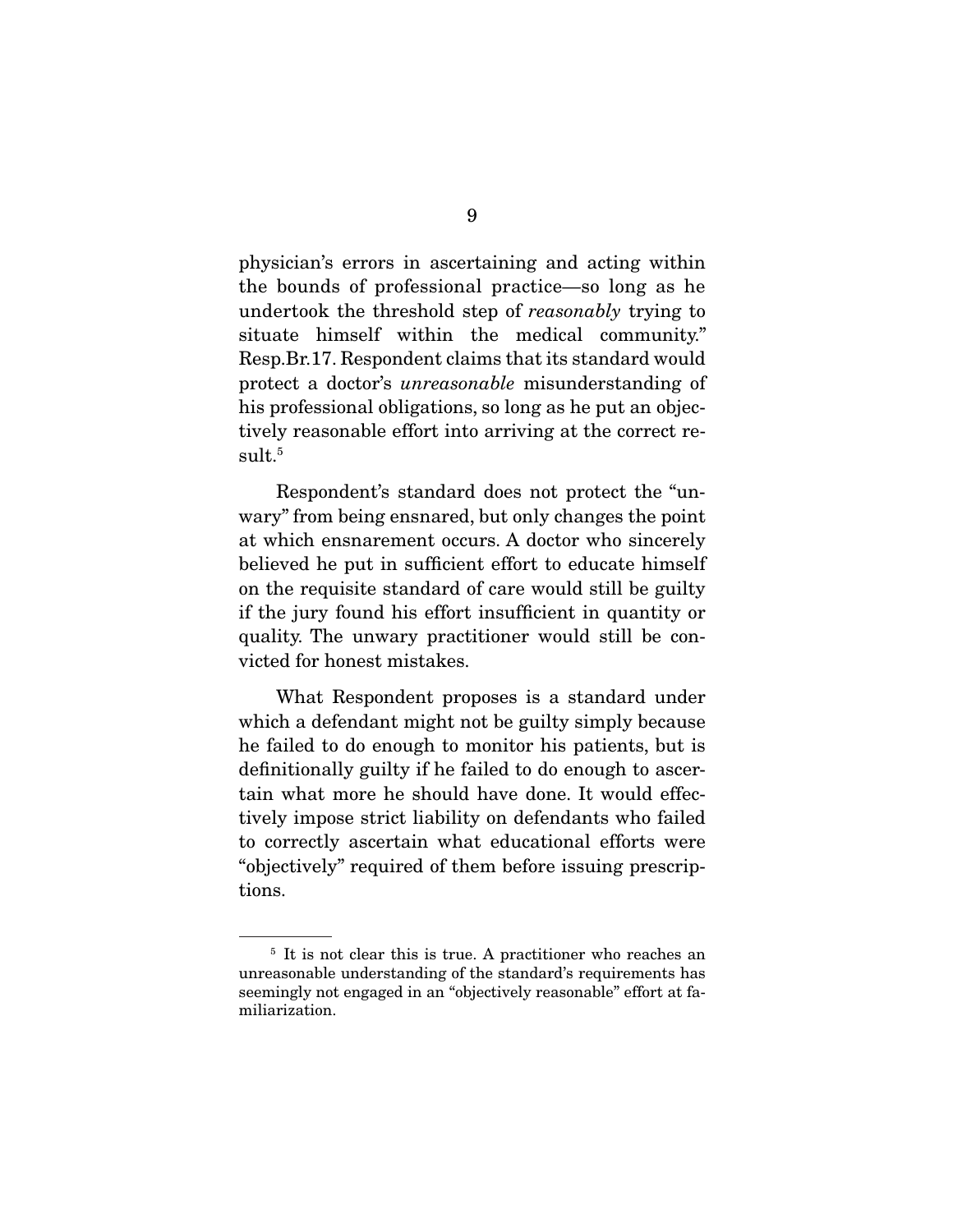physician's errors in ascertaining and acting within the bounds of professional practice—so long as he undertook the threshold step of *reasonably* trying to situate himself within the medical community." Resp.Br.17. Respondent claims that its standard would protect a doctor's *unreasonable* misunderstanding of his professional obligations, so long as he put an objectively reasonable effort into arriving at the correct result.[5]

Respondent's standard does not protect the "unwary" from being ensnared, but only changes the point at which ensnarement occurs. A doctor who sincerely believed he put in sufficient effort to educate himself on the requisite standard of care would still be guilty if the jury found his effort insufficient in quantity or quality. The unwary practitioner would still be convicted for honest mistakes.

What Respondent proposes is a standard under which a defendant might not be guilty simply because he failed to do enough to monitor his patients, but is definitionally guilty if he failed to do enough to ascertain what more he should have done. It would effectively impose strict liability on defendants who failed to correctly ascertain what educational efforts were "objectively" required of them before issuing prescriptions.

---

[5] It is not clear this is true. A practitioner who reaches an unreasonable understanding of the standard's requirements has seemingly not engaged in an "objectively reasonable" effort at familiarization.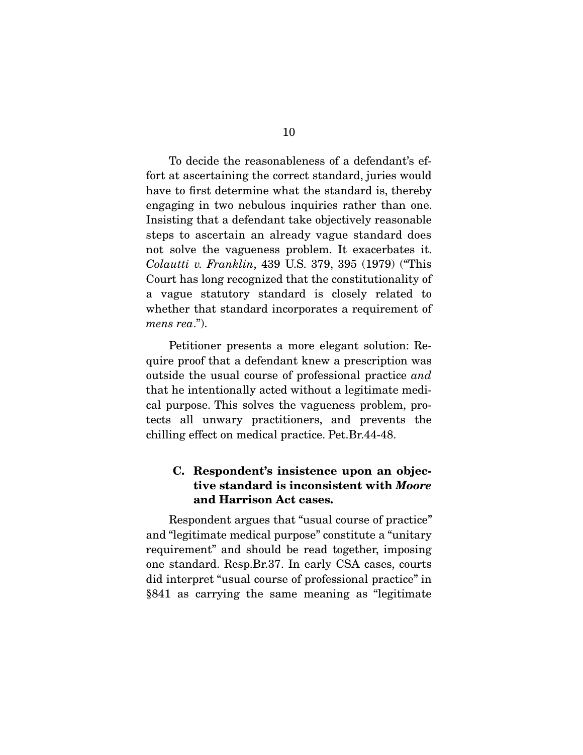To decide the reasonableness of a defendant's effort at ascertaining the correct standard, juries would have to first determine what the standard is, thereby engaging in two nebulous inquiries rather than one. Insisting that a defendant take objectively reasonable steps to ascertain an already vague standard does not solve the vagueness problem. It exacerbates it. *Colautti v. Franklin*, 439 U.S. 379, 395 (1979) ("This Court has long recognized that the constitutionality of a vague statutory standard is closely related to whether that standard incorporates a requirement of *mens rea*.").

Petitioner presents a more elegant solution: Require proof that a defendant knew a prescription was outside the usual course of professional practice *and* that he intentionally acted without a legitimate medical purpose. This solves the vagueness problem, protects all unwary practitioners, and prevents the chilling effect on medical practice. Pet.Br.44-48.

### C. Respondent's insistence upon an objective standard is inconsistent with *Moore* and Harrison Act cases.

Respondent argues that "usual course of practice" and "legitimate medical purpose" constitute a "unitary requirement" and should be read together, imposing one standard. Resp.Br.37. In early CSA cases, courts did interpret "usual course of professional practice" in §841 as carrying the same meaning as "legitimate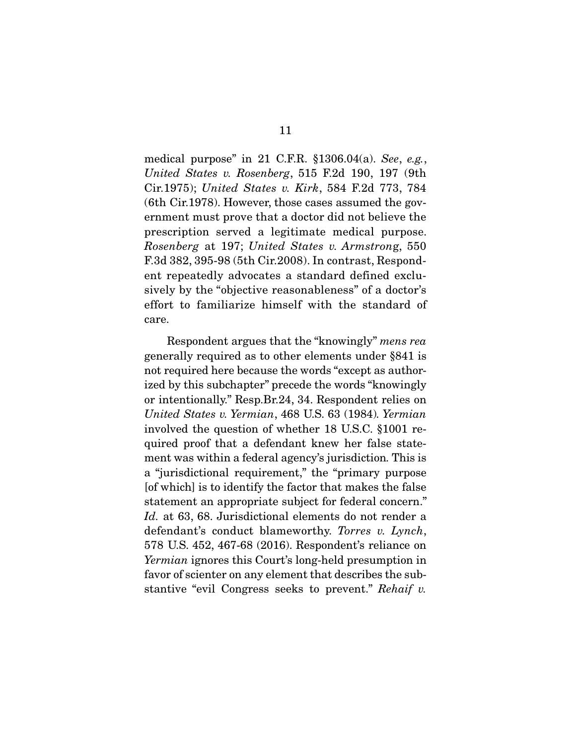medical purpose" in 21 C.F.R. §1306.04(a). *See*, *e.g.*, *United States v. Rosenberg*, 515 F.2d 190, 197 (9th Cir.1975); *United States v. Kirk*, 584 F.2d 773, 784 (6th Cir.1978). However, those cases assumed the government must prove that a doctor did not believe the prescription served a legitimate medical purpose. *Rosenberg* at 197; *United States v. Armstrong*, 550 F.3d 382, 395-98 (5th Cir.2008). In contrast, Respondent repeatedly advocates a standard defined exclusively by the "objective reasonableness" of a doctor's effort to familiarize himself with the standard of care.

Respondent argues that the "knowingly" *mens rea* generally required as to other elements under §841 is not required here because the words "except as authorized by this subchapter" precede the words "knowingly or intentionally." Resp.Br.24, 34. Respondent relies on *United States v. Yermian*, 468 U.S. 63 (1984). *Yermian* involved the question of whether 18 U.S.C. §1001 required proof that a defendant knew her false statement was within a federal agency's jurisdiction. This is a "jurisdictional requirement," the "primary purpose [of which] is to identify the factor that makes the false statement an appropriate subject for federal concern." *Id.* at 63, 68. Jurisdictional elements do not render a defendant's conduct blameworthy. *Torres v. Lynch*, 578 U.S. 452, 467-68 (2016). Respondent's reliance on *Yermian* ignores this Court's long-held presumption in favor of scienter on any element that describes the substantive "evil Congress seeks to prevent." *Rehaif v.*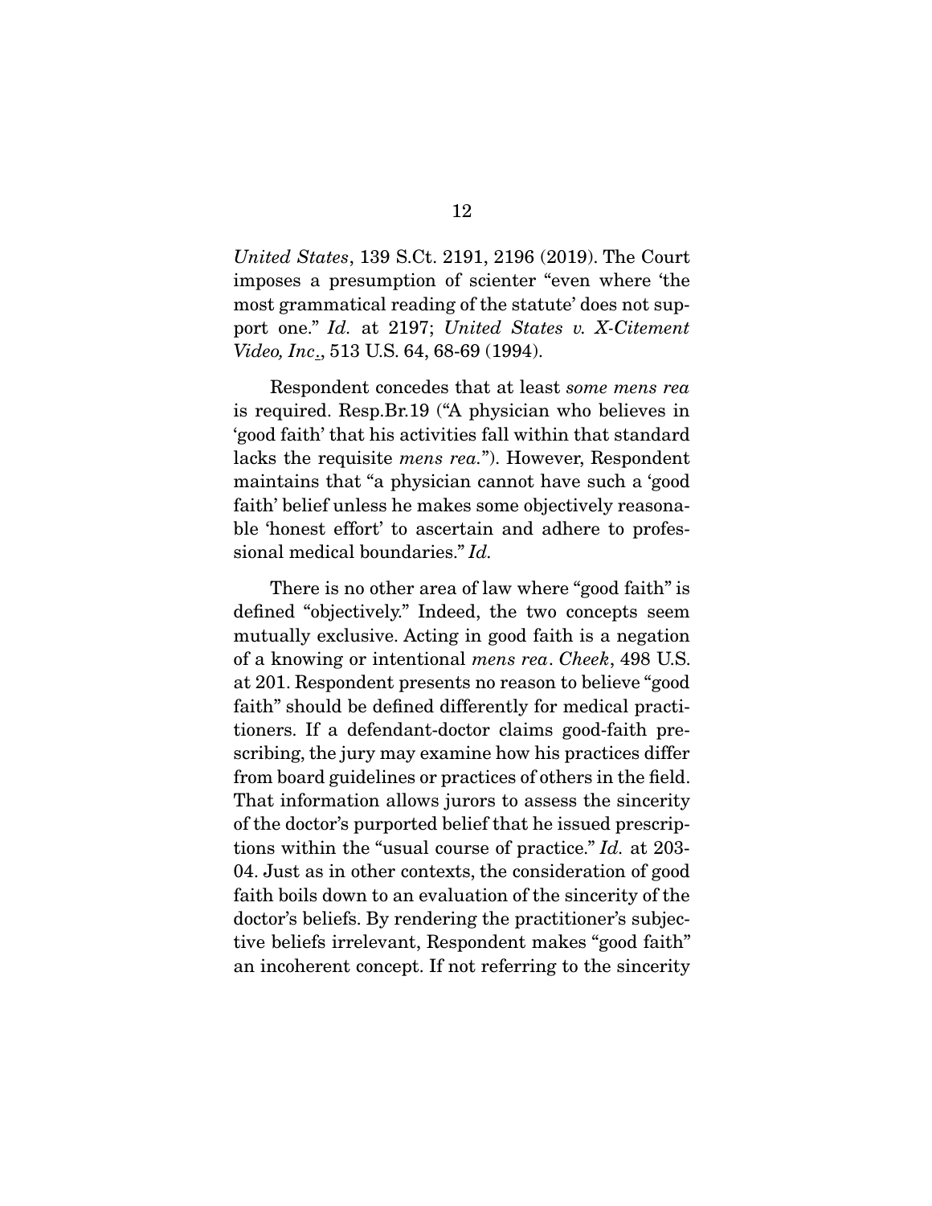*United States*, 139 S.Ct. 2191, 2196 (2019). The Court imposes a presumption of scienter "even where 'the most grammatical reading of the statute' does not support one." *Id.* at 2197; *United States v. X-Citement Video, Inc.*, 513 U.S. 64, 68-69 (1994).

Respondent concedes that at least *some mens rea* is required. Resp.Br.19 ("A physician who believes in 'good faith' that his activities fall within that standard lacks the requisite *mens rea.*"). However, Respondent maintains that "a physician cannot have such a 'good faith' belief unless he makes some objectively reasonable 'honest effort' to ascertain and adhere to professional medical boundaries." *Id.*

There is no other area of law where "good faith" is defined "objectively." Indeed, the two concepts seem mutually exclusive. Acting in good faith is a negation of a knowing or intentional *mens rea*. *Cheek*, 498 U.S. at 201. Respondent presents no reason to believe "good faith" should be defined differently for medical practitioners. If a defendant-doctor claims good-faith prescribing, the jury may examine how his practices differ from board guidelines or practices of others in the field. That information allows jurors to assess the sincerity of the doctor's purported belief that he issued prescriptions within the "usual course of practice." *Id.* at 203-04. Just as in other contexts, the consideration of good faith boils down to an evaluation of the sincerity of the doctor's beliefs. By rendering the practitioner's subjective beliefs irrelevant, Respondent makes "good faith" an incoherent concept. If not referring to the sincerity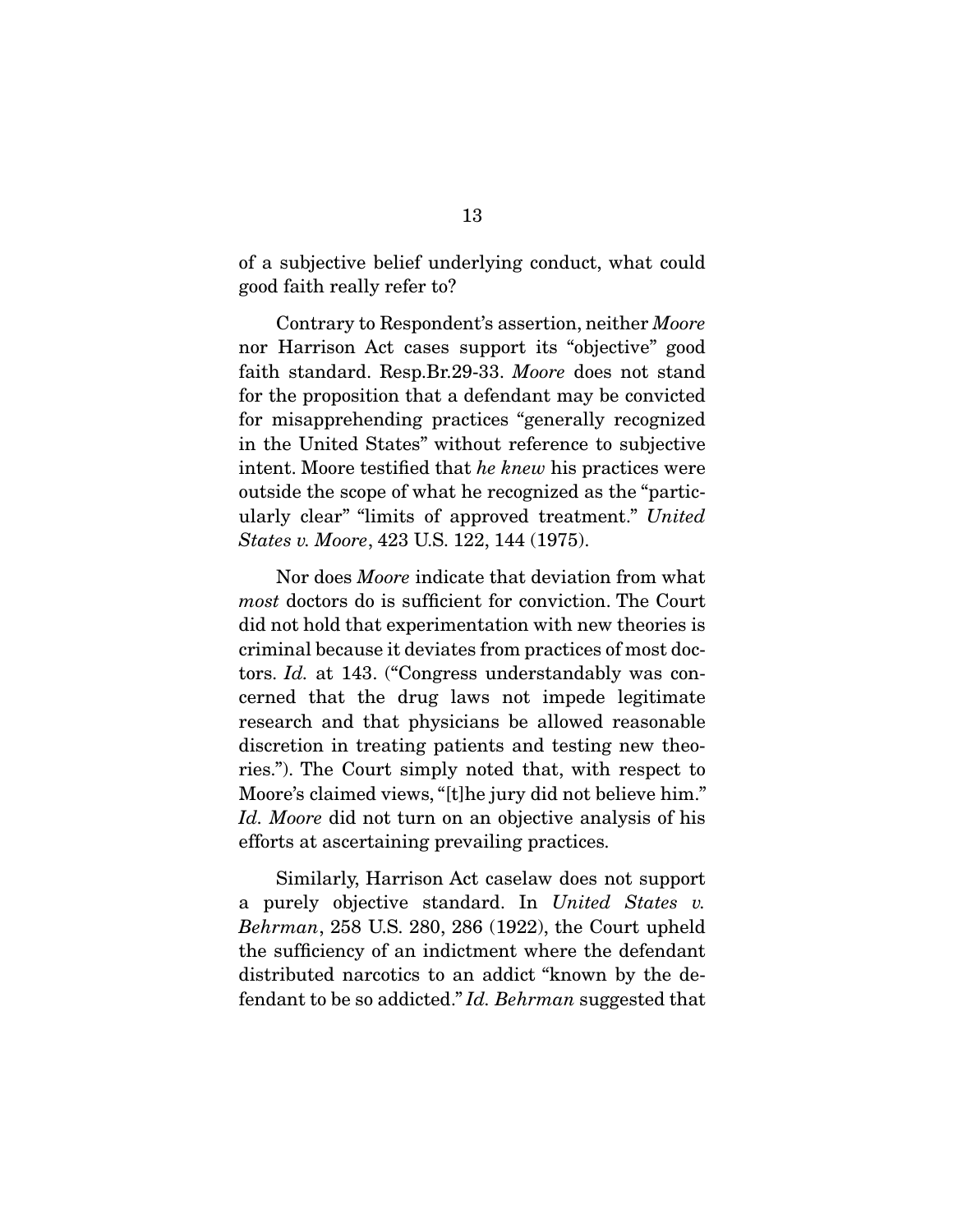of a subjective belief underlying conduct, what could good faith really refer to?

Contrary to Respondent's assertion, neither *Moore* nor Harrison Act cases support its "objective" good faith standard. Resp.Br.29-33. *Moore* does not stand for the proposition that a defendant may be convicted for misapprehending practices "generally recognized in the United States" without reference to subjective intent. Moore testified that *he knew* his practices were outside the scope of what he recognized as the "particularly clear" "limits of approved treatment." *United States v. Moore*, 423 U.S. 122, 144 (1975).

Nor does *Moore* indicate that deviation from what *most* doctors do is sufficient for conviction. The Court did not hold that experimentation with new theories is criminal because it deviates from practices of most doctors. *Id.* at 143. ("Congress understandably was concerned that the drug laws not impede legitimate research and that physicians be allowed reasonable discretion in treating patients and testing new theories."). The Court simply noted that, with respect to Moore's claimed views, "[t]he jury did not believe him." *Id. Moore* did not turn on an objective analysis of his efforts at ascertaining prevailing practices.

Similarly, Harrison Act caselaw does not support a purely objective standard. In *United States v. Behrman*, 258 U.S. 280, 286 (1922), the Court upheld the sufficiency of an indictment where the defendant distributed narcotics to an addict "known by the defendant to be so addicted." *Id. Behrman* suggested that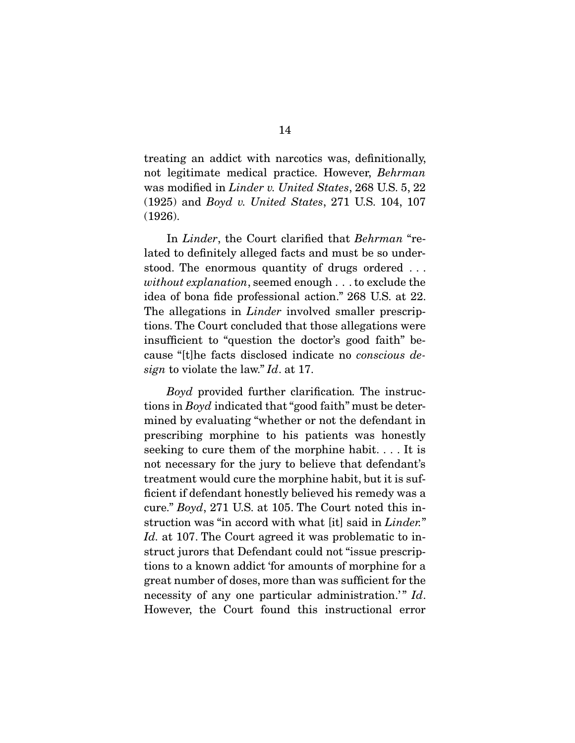treating an addict with narcotics was, definitionally, not legitimate medical practice. However, *Behrman* was modified in *Linder v. United States*, 268 U.S. 5, 22 (1925) and *Boyd v. United States*, 271 U.S. 104, 107 (1926).

In *Linder*, the Court clarified that *Behrman* "related to definitely alleged facts and must be so understood. The enormous quantity of drugs ordered . . . *without explanation*, seemed enough . . . to exclude the idea of bona fide professional action." 268 U.S. at 22. The allegations in *Linder* involved smaller prescriptions. The Court concluded that those allegations were insufficient to "question the doctor's good faith" because "[t]he facts disclosed indicate no *conscious design* to violate the law." *Id*. at 17.

*Boyd* provided further clarification. The instructions in *Boyd* indicated that "good faith" must be determined by evaluating "whether or not the defendant in prescribing morphine to his patients was honestly seeking to cure them of the morphine habit. . . . It is not necessary for the jury to believe that defendant's treatment would cure the morphine habit, but it is sufficient if defendant honestly believed his remedy was a cure." *Boyd*, 271 U.S. at 105. The Court noted this instruction was "in accord with what [it] said in *Linder.*" *Id.* at 107. The Court agreed it was problematic to instruct jurors that Defendant could not "issue prescriptions to a known addict 'for amounts of morphine for a great number of doses, more than was sufficient for the necessity of any one particular administration.'" *Id*. However, the Court found this instructional error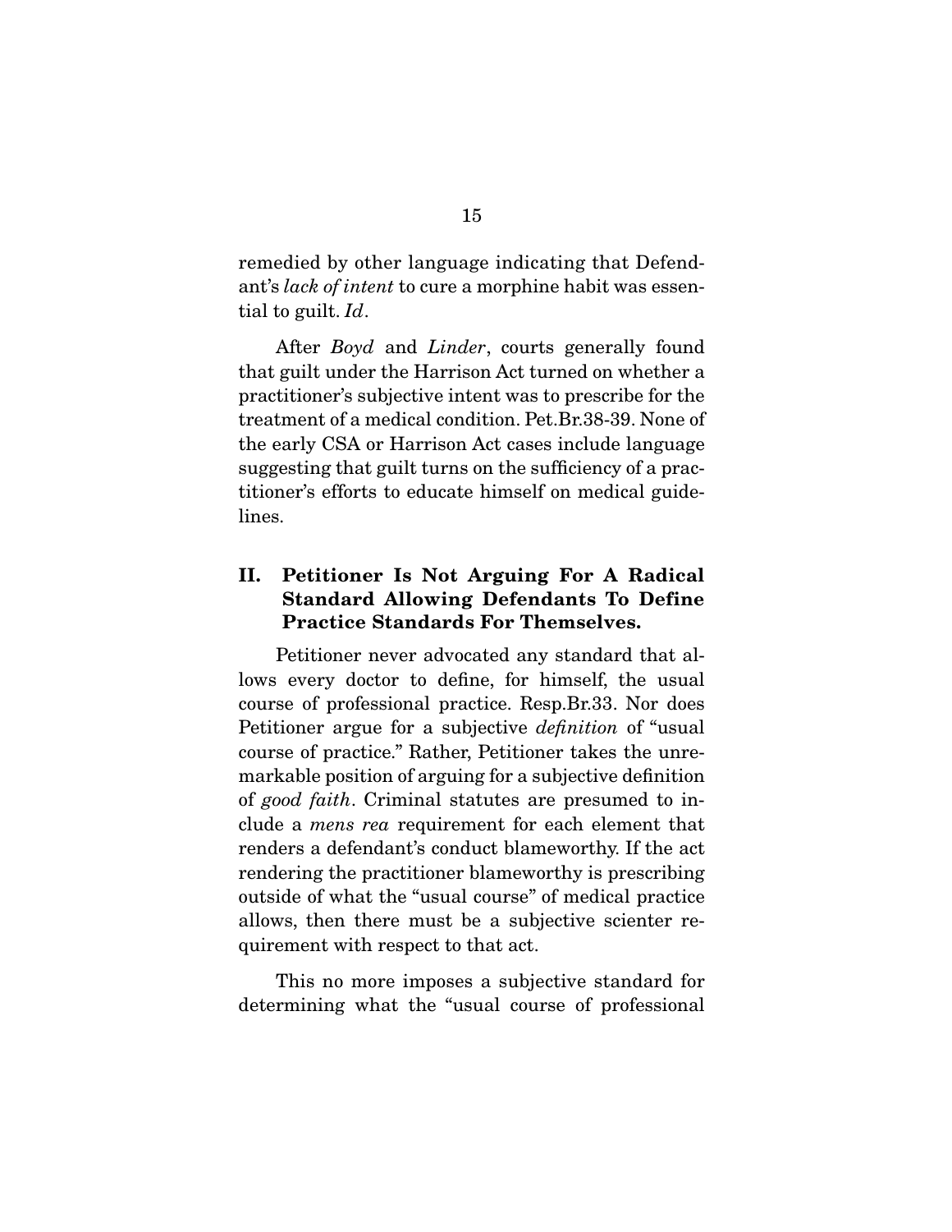remedied by other language indicating that Defendant's *lack of intent* to cure a morphine habit was essential to guilt. *Id*.

After *Boyd* and *Linder*, courts generally found that guilt under the Harrison Act turned on whether a practitioner's subjective intent was to prescribe for the treatment of a medical condition. Pet.Br.38-39. None of the early CSA or Harrison Act cases include language suggesting that guilt turns on the sufficiency of a practitioner's efforts to educate himself on medical guidelines.

## II. Petitioner Is Not Arguing For A Radical Standard Allowing Defendants To Define Practice Standards For Themselves.

Petitioner never advocated any standard that allows every doctor to define, for himself, the usual course of professional practice. Resp.Br.33. Nor does Petitioner argue for a subjective *definition* of "usual course of practice." Rather, Petitioner takes the unremarkable position of arguing for a subjective definition of *good faith*. Criminal statutes are presumed to include a *mens rea* requirement for each element that renders a defendant's conduct blameworthy. If the act rendering the practitioner blameworthy is prescribing outside of what the "usual course" of medical practice allows, then there must be a subjective scienter requirement with respect to that act.

This no more imposes a subjective standard for determining what the "usual course of professional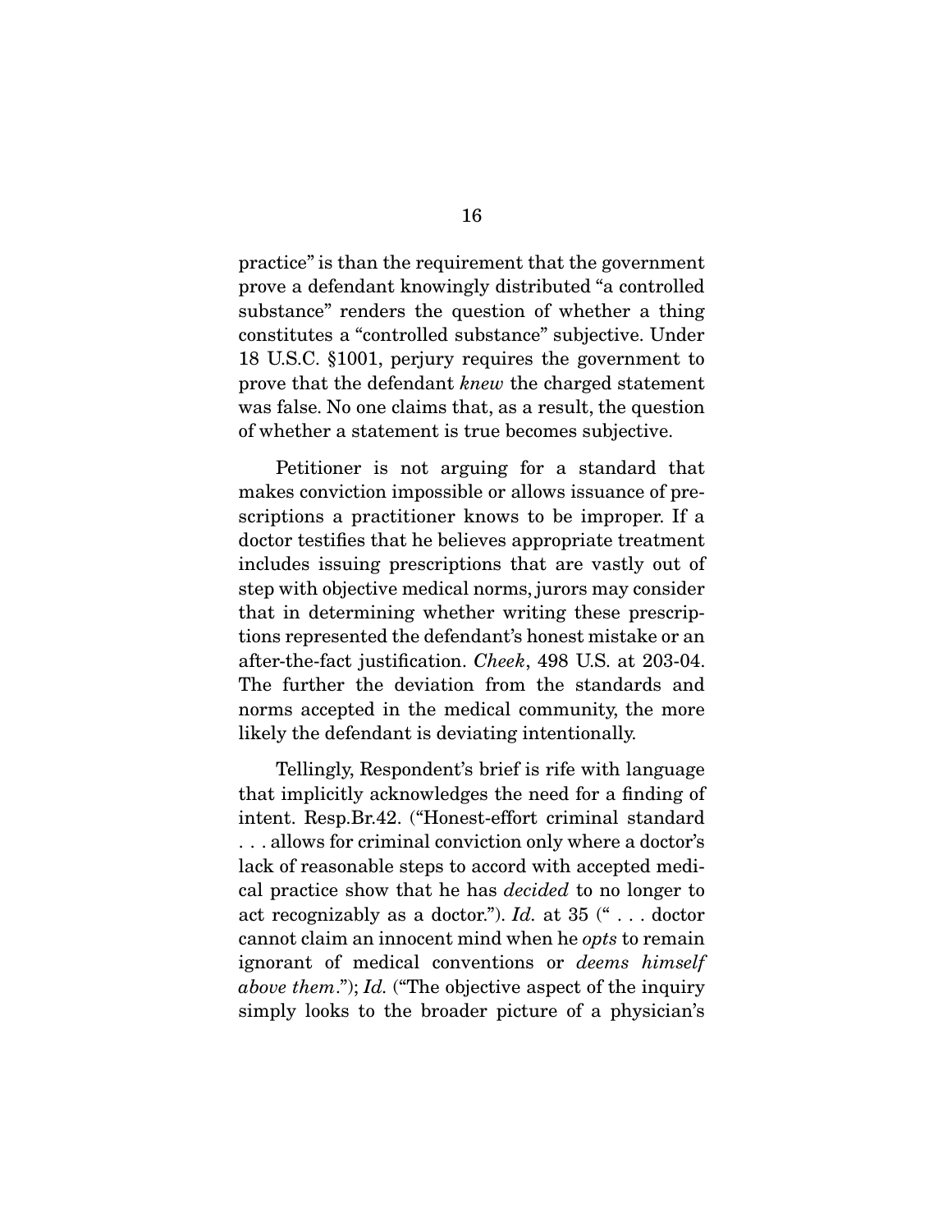practice" is than the requirement that the government prove a defendant knowingly distributed "a controlled substance" renders the question of whether a thing constitutes a "controlled substance" subjective. Under 18 U.S.C. §1001, perjury requires the government to prove that the defendant *knew* the charged statement was false. No one claims that, as a result, the question of whether a statement is true becomes subjective.

Petitioner is not arguing for a standard that makes conviction impossible or allows issuance of prescriptions a practitioner knows to be improper. If a doctor testifies that he believes appropriate treatment includes issuing prescriptions that are vastly out of step with objective medical norms, jurors may consider that in determining whether writing these prescriptions represented the defendant's honest mistake or an after-the-fact justification. *Cheek*, 498 U.S. at 203-04. The further the deviation from the standards and norms accepted in the medical community, the more likely the defendant is deviating intentionally.

Tellingly, Respondent's brief is rife with language that implicitly acknowledges the need for a finding of intent. Resp.Br.42. ("Honest-effort criminal standard . . . allows for criminal conviction only where a doctor's lack of reasonable steps to accord with accepted medical practice show that he has *decided* to no longer to act recognizably as a doctor."). *Id.* at 35 (" . . . doctor cannot claim an innocent mind when he *opts* to remain ignorant of medical conventions or *deems himself above them*."); *Id.* ("The objective aspect of the inquiry simply looks to the broader picture of a physician's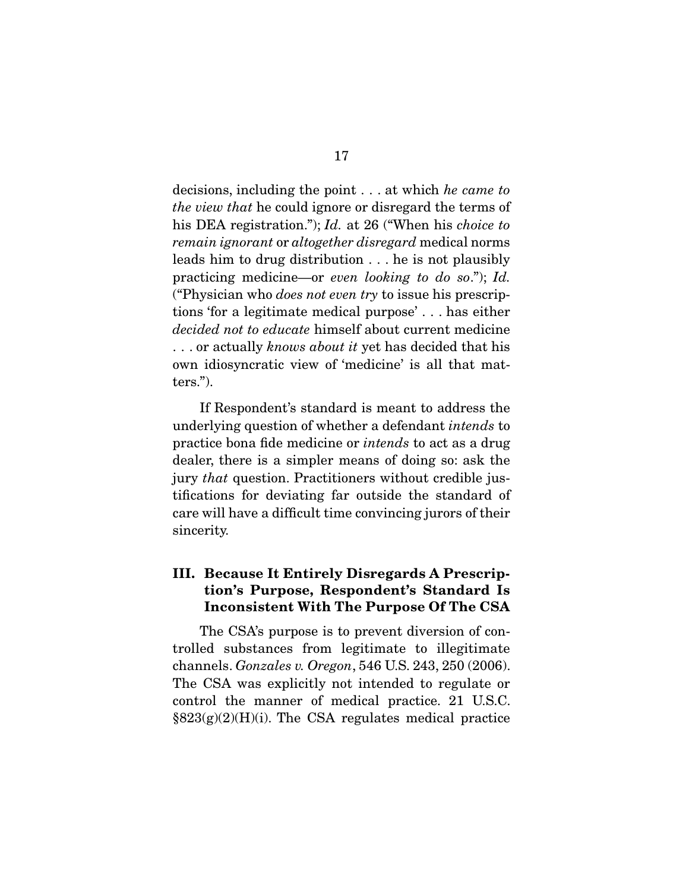decisions, including the point . . . at which *he came to the view that* he could ignore or disregard the terms of his DEA registration."); *Id.* at 26 ("When his *choice to remain ignorant* or *altogether disregard* medical norms leads him to drug distribution . . . he is not plausibly practicing medicine—or *even looking to do so*."); *Id.* ("Physician who *does not even try* to issue his prescriptions 'for a legitimate medical purpose' . . . has either *decided not to educate* himself about current medicine . . . or actually *knows about it* yet has decided that his own idiosyncratic view of 'medicine' is all that matters.").

If Respondent's standard is meant to address the underlying question of whether a defendant *intends* to practice bona fide medicine or *intends* to act as a drug dealer, there is a simpler means of doing so: ask the jury *that* question. Practitioners without credible justifications for deviating far outside the standard of care will have a difficult time convincing jurors of their sincerity.

## III. Because It Entirely Disregards A Prescription's Purpose, Respondent's Standard Is Inconsistent With The Purpose Of The CSA

The CSA's purpose is to prevent diversion of controlled substances from legitimate to illegitimate channels. *Gonzales v. Oregon*, 546 U.S. 243, 250 (2006). The CSA was explicitly not intended to regulate or control the manner of medical practice. 21 U.S.C. §823(g)(2)(H)(i). The CSA regulates medical practice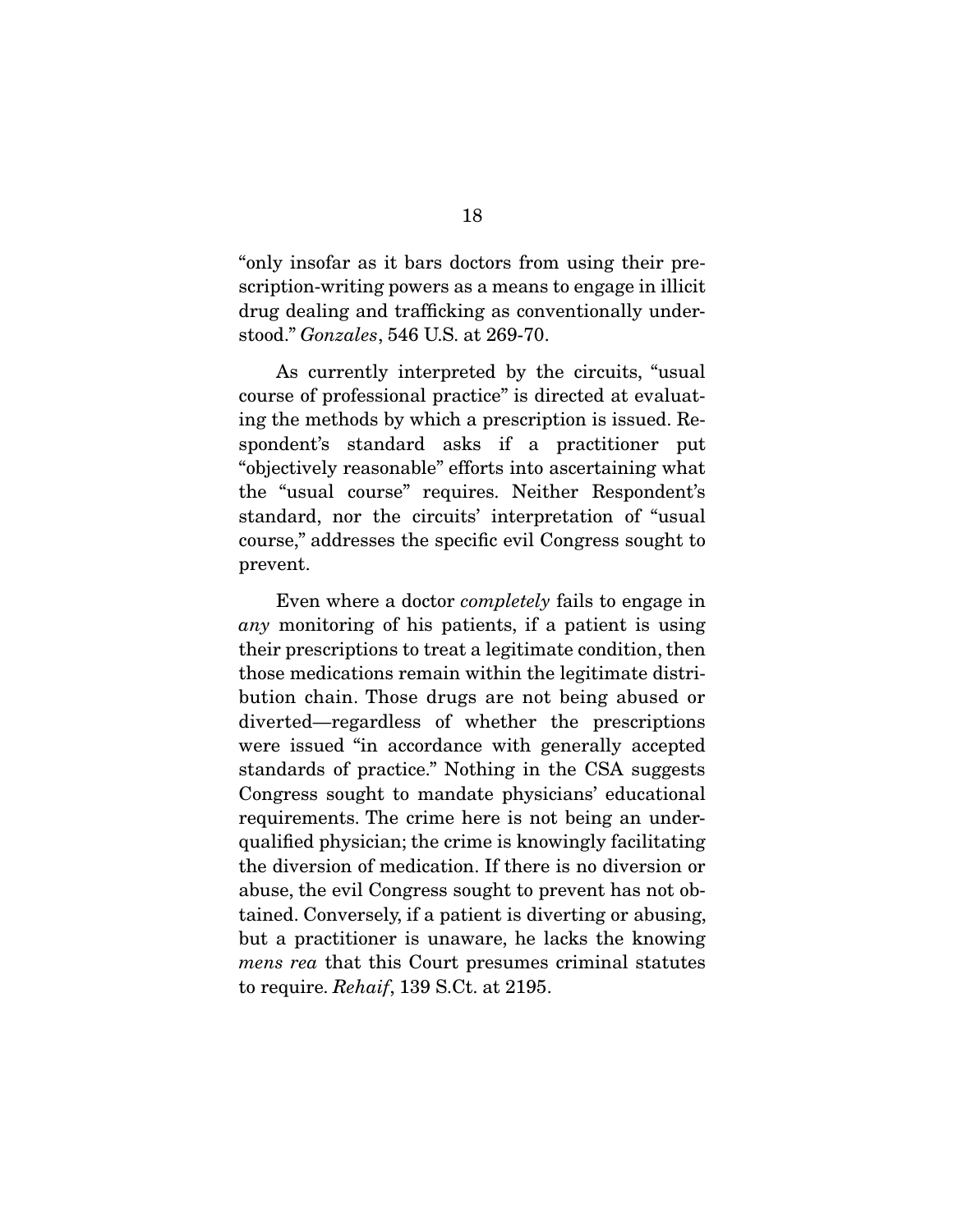"only insofar as it bars doctors from using their prescription-writing powers as a means to engage in illicit drug dealing and trafficking as conventionally understood." *Gonzales*, 546 U.S. at 269-70.

As currently interpreted by the circuits, "usual course of professional practice" is directed at evaluating the methods by which a prescription is issued. Respondent's standard asks if a practitioner put "objectively reasonable" efforts into ascertaining what the "usual course" requires. Neither Respondent's standard, nor the circuits' interpretation of "usual course," addresses the specific evil Congress sought to prevent.

Even where a doctor *completely* fails to engage in *any* monitoring of his patients, if a patient is using their prescriptions to treat a legitimate condition, then those medications remain within the legitimate distribution chain. Those drugs are not being abused or diverted—regardless of whether the prescriptions were issued "in accordance with generally accepted standards of practice." Nothing in the CSA suggests Congress sought to mandate physicians' educational requirements. The crime here is not being an underqualified physician; the crime is knowingly facilitating the diversion of medication. If there is no diversion or abuse, the evil Congress sought to prevent has not obtained. Conversely, if a patient is diverting or abusing, but a practitioner is unaware, he lacks the knowing *mens rea* that this Court presumes criminal statutes to require. *Rehaif*, 139 S.Ct. at 2195.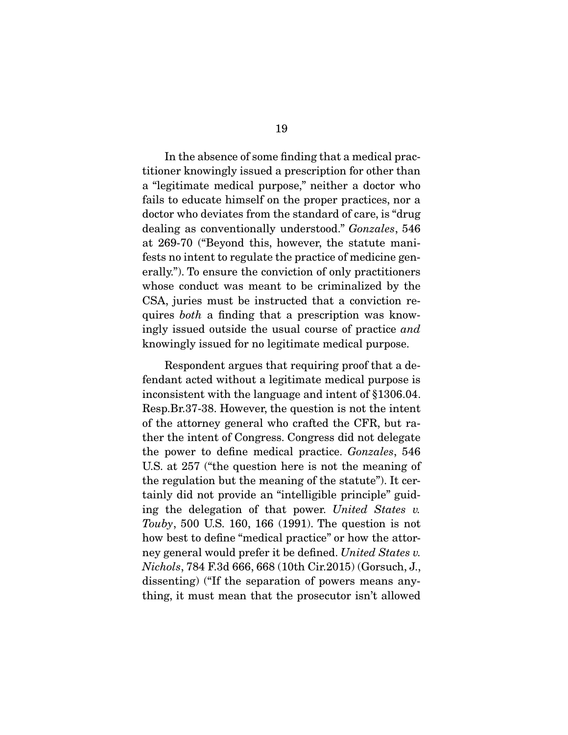In the absence of some finding that a medical practitioner knowingly issued a prescription for other than a "legitimate medical purpose," neither a doctor who fails to educate himself on the proper practices, nor a doctor who deviates from the standard of care, is "drug dealing as conventionally understood." *Gonzales*, 546 at 269-70 ("Beyond this, however, the statute manifests no intent to regulate the practice of medicine generally."). To ensure the conviction of only practitioners whose conduct was meant to be criminalized by the CSA, juries must be instructed that a conviction requires *both* a finding that a prescription was knowingly issued outside the usual course of practice *and* knowingly issued for no legitimate medical purpose.

Respondent argues that requiring proof that a defendant acted without a legitimate medical purpose is inconsistent with the language and intent of §1306.04. Resp.Br.37-38. However, the question is not the intent of the attorney general who crafted the CFR, but rather the intent of Congress. Congress did not delegate the power to define medical practice. *Gonzales*, 546 U.S. at 257 ("the question here is not the meaning of the regulation but the meaning of the statute"). It certainly did not provide an "intelligible principle" guiding the delegation of that power. *United States v. Touby*, 500 U.S. 160, 166 (1991). The question is not how best to define "medical practice" or how the attorney general would prefer it be defined. *United States v. Nichols*, 784 F.3d 666, 668 (10th Cir.2015) (Gorsuch, J., dissenting) ("If the separation of powers means anything, it must mean that the prosecutor isn't allowed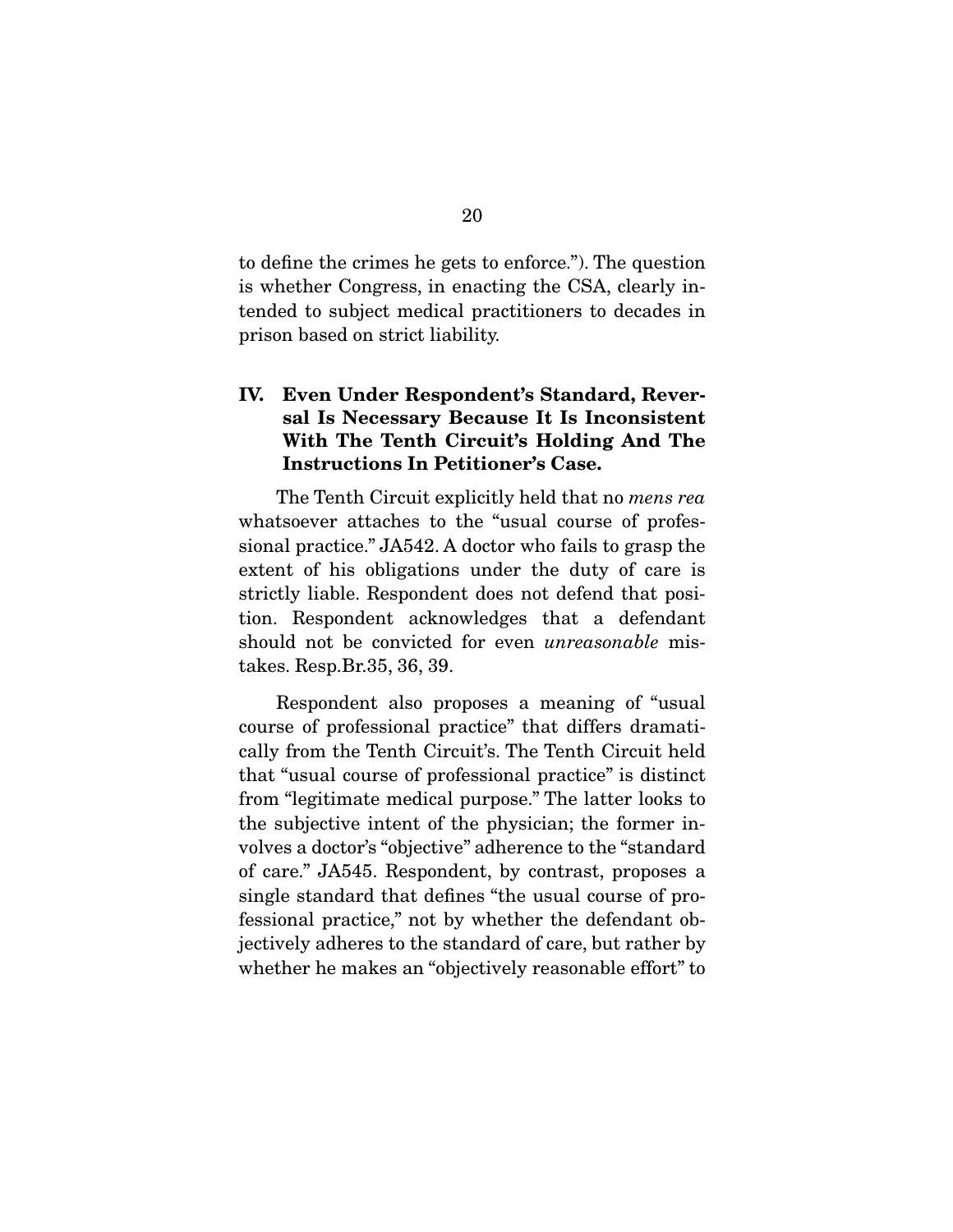to define the crimes he gets to enforce."). The question is whether Congress, in enacting the CSA, clearly intended to subject medical practitioners to decades in prison based on strict liability.

## IV. Even Under Respondent's Standard, Reversal Is Necessary Because It Is Inconsistent With The Tenth Circuit's Holding And The Instructions In Petitioner's Case.

The Tenth Circuit explicitly held that no *mens rea* whatsoever attaches to the "usual course of professional practice." JA542. A doctor who fails to grasp the extent of his obligations under the duty of care is strictly liable. Respondent does not defend that position. Respondent acknowledges that a defendant should not be convicted for even *unreasonable* mistakes. Resp.Br.35, 36, 39.

Respondent also proposes a meaning of "usual course of professional practice" that differs dramatically from the Tenth Circuit's. The Tenth Circuit held that "usual course of professional practice" is distinct from "legitimate medical purpose." The latter looks to the subjective intent of the physician; the former involves a doctor's "objective" adherence to the "standard of care." JA545. Respondent, by contrast, proposes a single standard that defines "the usual course of professional practice," not by whether the defendant objectively adheres to the standard of care, but rather by whether he makes an "objectively reasonable effort" to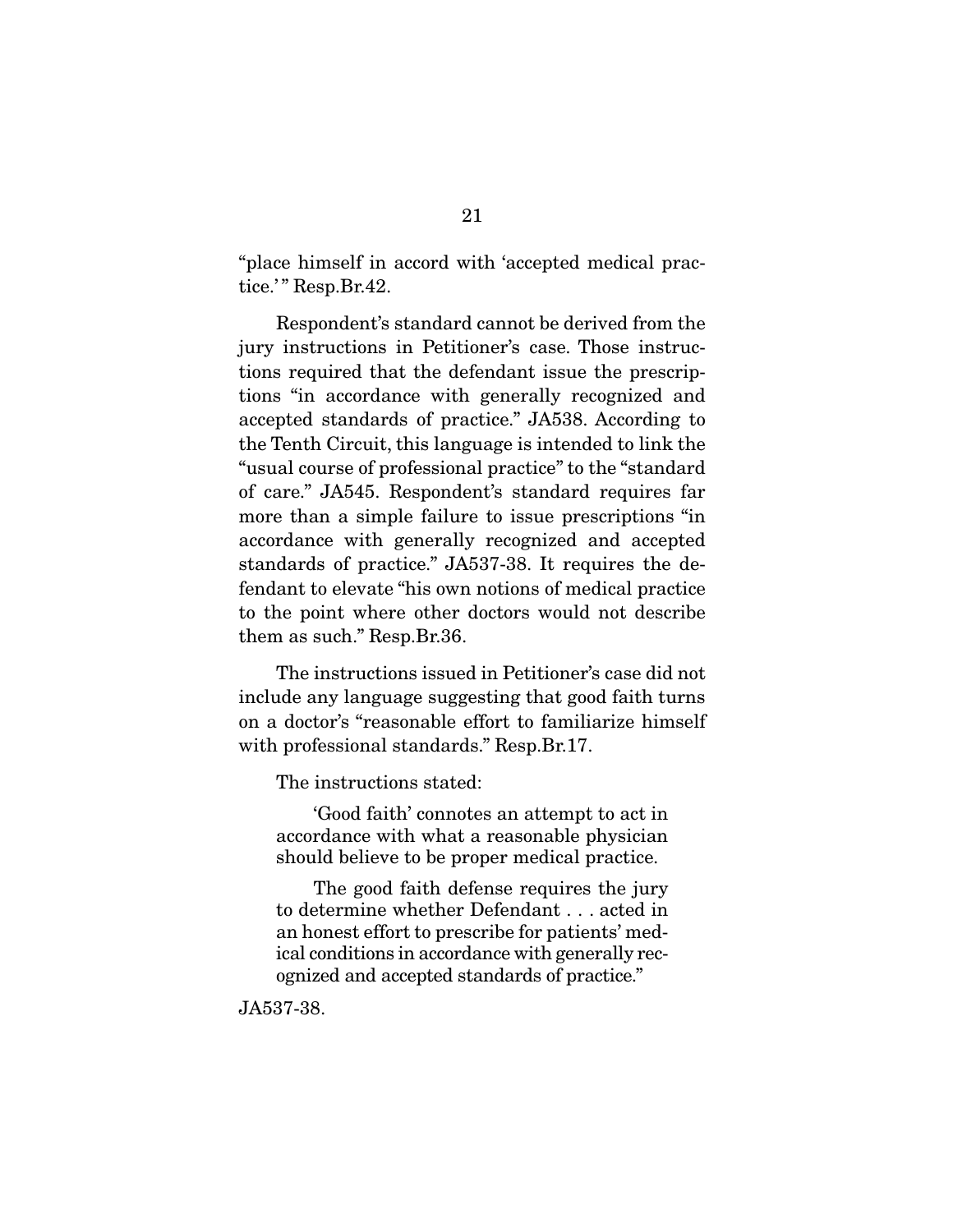"place himself in accord with 'accepted medical practice.'" Resp.Br.42.

Respondent's standard cannot be derived from the jury instructions in Petitioner's case. Those instructions required that the defendant issue the prescriptions "in accordance with generally recognized and accepted standards of practice." JA538. According to the Tenth Circuit, this language is intended to link the "usual course of professional practice" to the "standard of care." JA545. Respondent's standard requires far more than a simple failure to issue prescriptions "in accordance with generally recognized and accepted standards of practice." JA537-38. It requires the defendant to elevate "his own notions of medical practice to the point where other doctors would not describe them as such." Resp.Br.36.

The instructions issued in Petitioner's case did not include any language suggesting that good faith turns on a doctor's "reasonable effort to familiarize himself with professional standards." Resp.Br.17.

The instructions stated:

> 'Good faith' connotes an attempt to act in accordance with what a reasonable physician should believe to be proper medical practice.
>
> The good faith defense requires the jury to determine whether Defendant . . . acted in an honest effort to prescribe for patients' medical conditions in accordance with generally recognized and accepted standards of practice."

JA537-38.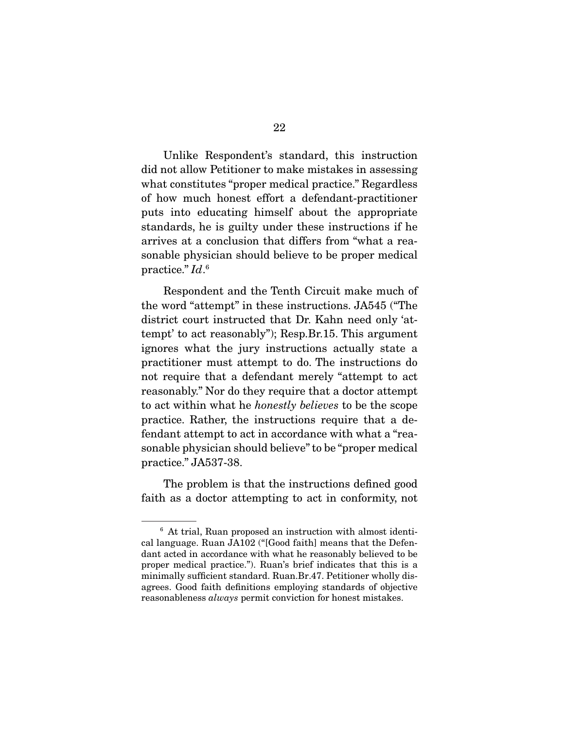Unlike Respondent's standard, this instruction did not allow Petitioner to make mistakes in assessing what constitutes "proper medical practice." Regardless of how much honest effort a defendant-practitioner puts into educating himself about the appropriate standards, he is guilty under these instructions if he arrives at a conclusion that differs from "what a reasonable physician should believe to be proper medical practice." *Id*.[6]

Respondent and the Tenth Circuit make much of the word "attempt" in these instructions. JA545 ("The district court instructed that Dr. Kahn need only 'attempt' to act reasonably"); Resp.Br.15. This argument ignores what the jury instructions actually state a practitioner must attempt to do. The instructions do not require that a defendant merely "attempt to act reasonably." Nor do they require that a doctor attempt to act within what he *honestly believes* to be the scope practice. Rather, the instructions require that a defendant attempt to act in accordance with what a "reasonable physician should believe" to be "proper medical practice." JA537-38.

The problem is that the instructions defined good faith as a doctor attempting to act in conformity, not

---

[6] At trial, Ruan proposed an instruction with almost identical language. Ruan JA102 ("[Good faith] means that the Defendant acted in accordance with what he reasonably believed to be proper medical practice."). Ruan's brief indicates that this is a minimally sufficient standard. Ruan.Br.47. Petitioner wholly disagrees. Good faith definitions employing standards of objective reasonableness *always* permit conviction for honest mistakes.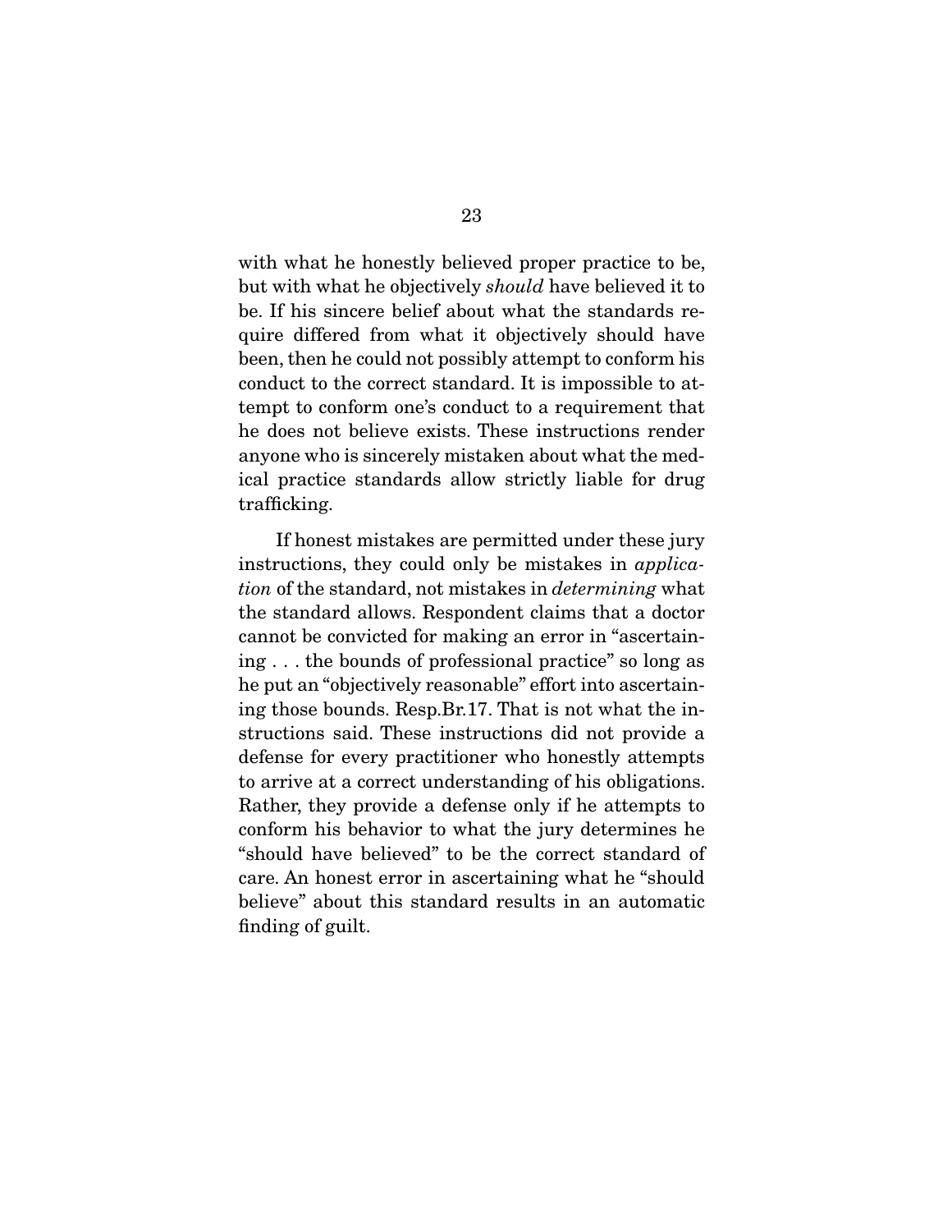with what he honestly believed proper practice to be, but with what he objectively *should* have believed it to be. If his sincere belief about what the standards require differed from what it objectively should have been, then he could not possibly attempt to conform his conduct to the correct standard. It is impossible to attempt to conform one's conduct to a requirement that he does not believe exists. These instructions render anyone who is sincerely mistaken about what the medical practice standards allow strictly liable for drug trafficking.

If honest mistakes are permitted under these jury instructions, they could only be mistakes in *application* of the standard, not mistakes in *determining* what the standard allows. Respondent claims that a doctor cannot be convicted for making an error in "ascertaining . . . the bounds of professional practice" so long as he put an "objectively reasonable" effort into ascertaining those bounds. Resp.Br.17. That is not what the instructions said. These instructions did not provide a defense for every practitioner who honestly attempts to arrive at a correct understanding of his obligations. Rather, they provide a defense only if he attempts to conform his behavior to what the jury determines he "should have believed" to be the correct standard of care. An honest error in ascertaining what he "should believe" about this standard results in an automatic finding of guilt.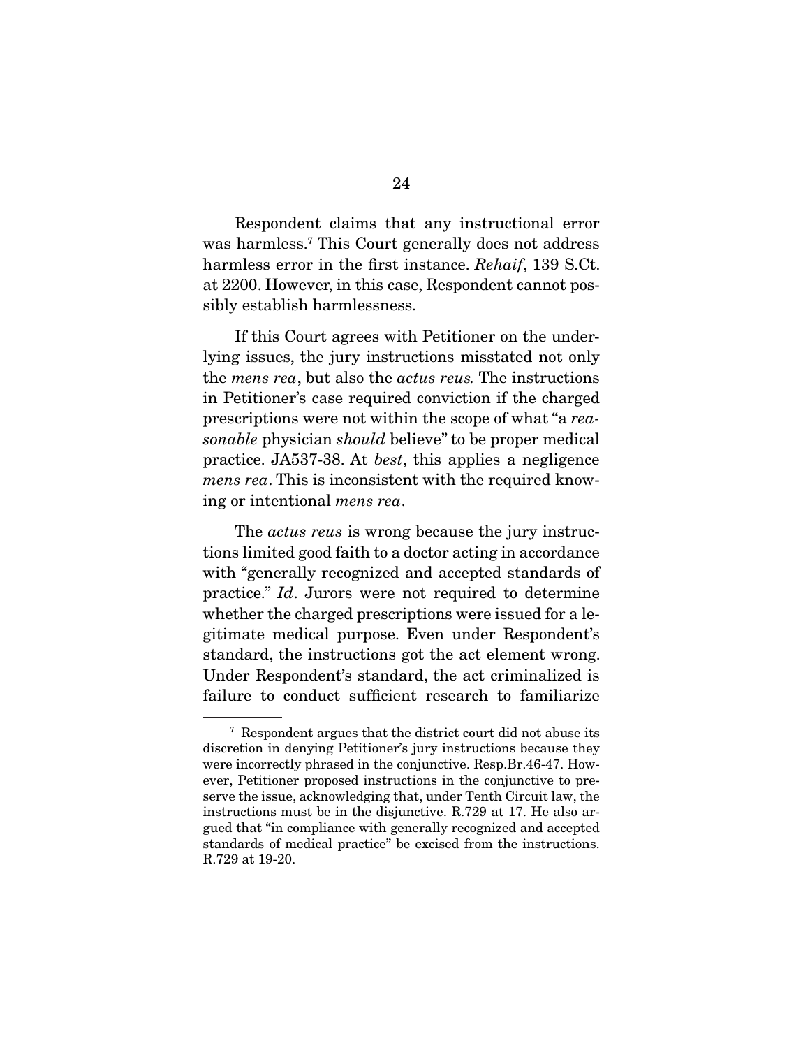Respondent claims that any instructional error was harmless.[7] This Court generally does not address harmless error in the first instance. *Rehaif*, 139 S.Ct. at 2200. However, in this case, Respondent cannot possibly establish harmlessness.

If this Court agrees with Petitioner on the underlying issues, the jury instructions misstated not only the *mens rea*, but also the *actus reus.* The instructions in Petitioner's case required conviction if the charged prescriptions were not within the scope of what "a *reasonable* physician *should* believe" to be proper medical practice. JA537-38. At *best*, this applies a negligence *mens rea*. This is inconsistent with the required knowing or intentional *mens rea*.

The *actus reus* is wrong because the jury instructions limited good faith to a doctor acting in accordance with "generally recognized and accepted standards of practice." *Id*. Jurors were not required to determine whether the charged prescriptions were issued for a legitimate medical purpose. Even under Respondent's standard, the instructions got the act element wrong. Under Respondent's standard, the act criminalized is failure to conduct sufficient research to familiarize

---

[7] Respondent argues that the district court did not abuse its discretion in denying Petitioner's jury instructions because they were incorrectly phrased in the conjunctive. Resp.Br.46-47. However, Petitioner proposed instructions in the conjunctive to preserve the issue, acknowledging that, under Tenth Circuit law, the instructions must be in the disjunctive. R.729 at 17. He also argued that "in compliance with generally recognized and accepted standards of medical practice" be excised from the instructions. R.729 at 19-20.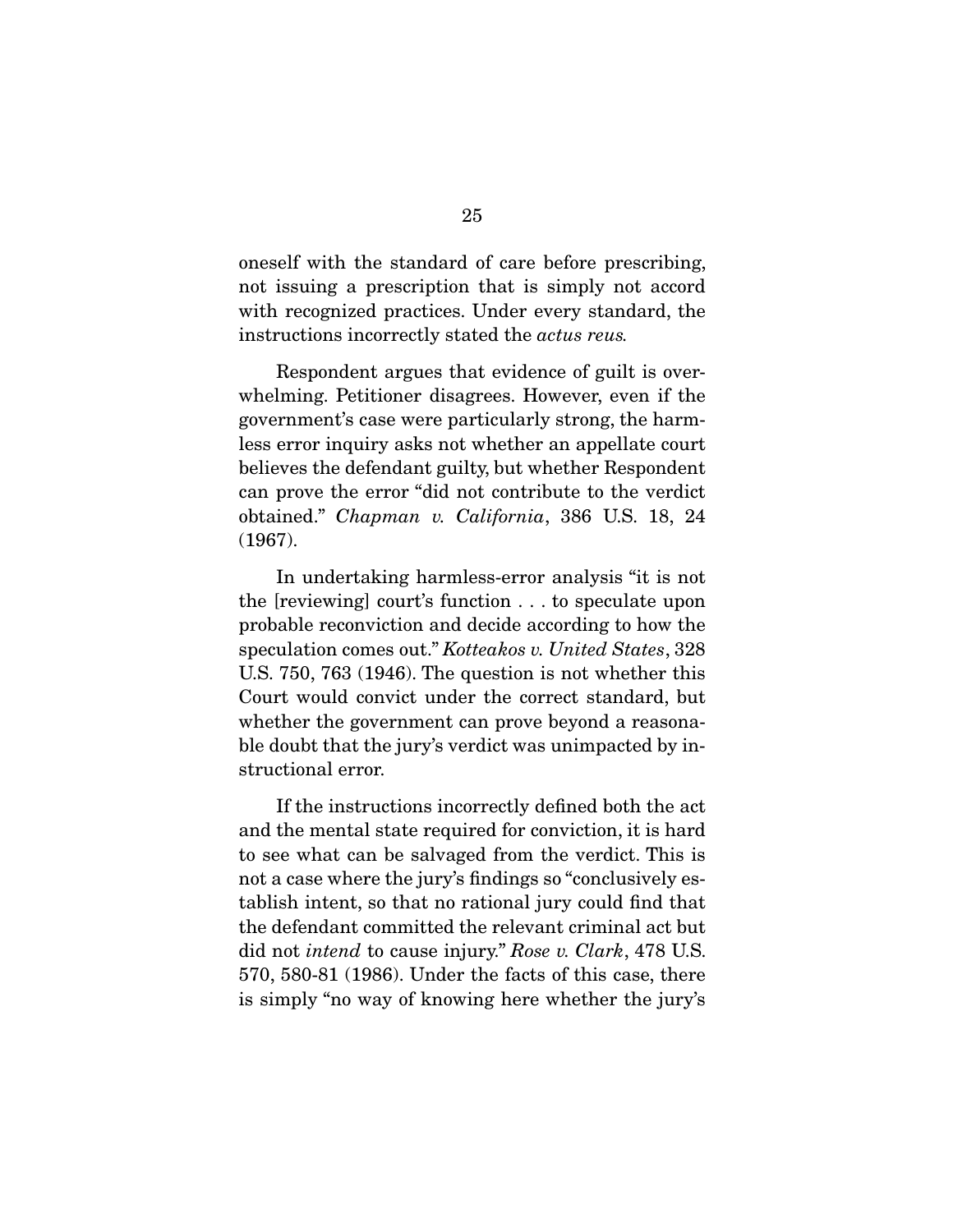oneself with the standard of care before prescribing, not issuing a prescription that is simply not accord with recognized practices. Under every standard, the instructions incorrectly stated the *actus reus*.

Respondent argues that evidence of guilt is overwhelming. Petitioner disagrees. However, even if the government's case were particularly strong, the harmless error inquiry asks not whether an appellate court believes the defendant guilty, but whether Respondent can prove the error "did not contribute to the verdict obtained." *Chapman v. California*, 386 U.S. 18, 24 (1967).

In undertaking harmless-error analysis "it is not the [reviewing] court's function . . . to speculate upon probable reconviction and decide according to how the speculation comes out." *Kotteakos v. United States*, 328 U.S. 750, 763 (1946). The question is not whether this Court would convict under the correct standard, but whether the government can prove beyond a reasonable doubt that the jury's verdict was unimpacted by instructional error.

If the instructions incorrectly defined both the act and the mental state required for conviction, it is hard to see what can be salvaged from the verdict. This is not a case where the jury's findings so "conclusively establish intent, so that no rational jury could find that the defendant committed the relevant criminal act but did not *intend* to cause injury." *Rose v. Clark*, 478 U.S. 570, 580-81 (1986). Under the facts of this case, there is simply "no way of knowing here whether the jury's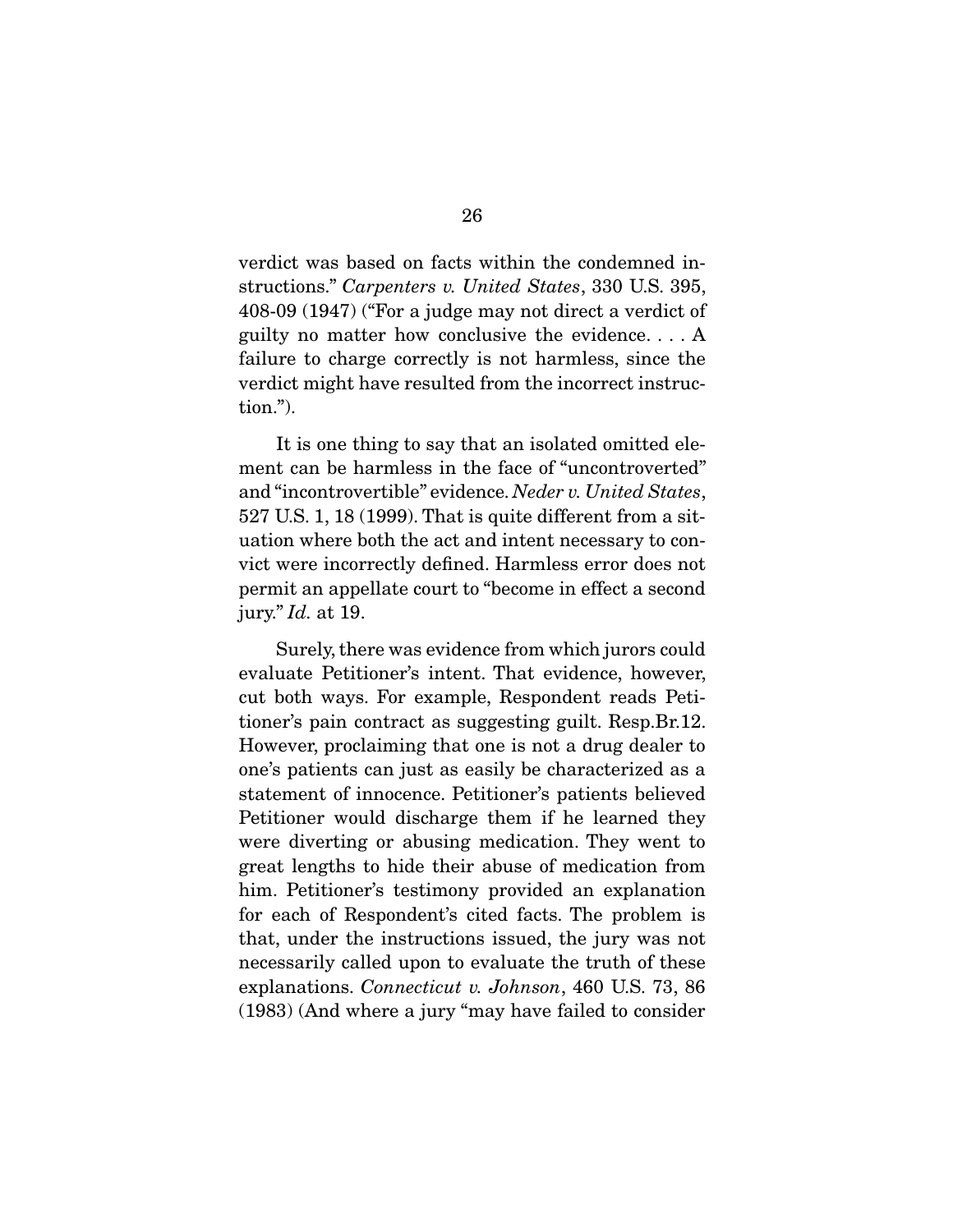verdict was based on facts within the condemned instructions." *Carpenters v. United States*, 330 U.S. 395, 408-09 (1947) ("For a judge may not direct a verdict of guilty no matter how conclusive the evidence. . . . A failure to charge correctly is not harmless, since the verdict might have resulted from the incorrect instruction.").

It is one thing to say that an isolated omitted element can be harmless in the face of "uncontroverted" and "incontrovertible" evidence. *Neder v. United States*, 527 U.S. 1, 18 (1999). That is quite different from a situation where both the act and intent necessary to convict were incorrectly defined. Harmless error does not permit an appellate court to "become in effect a second jury." *Id.* at 19.

Surely, there was evidence from which jurors could evaluate Petitioner's intent. That evidence, however, cut both ways. For example, Respondent reads Petitioner's pain contract as suggesting guilt. Resp.Br.12. However, proclaiming that one is not a drug dealer to one's patients can just as easily be characterized as a statement of innocence. Petitioner's patients believed Petitioner would discharge them if he learned they were diverting or abusing medication. They went to great lengths to hide their abuse of medication from him. Petitioner's testimony provided an explanation for each of Respondent's cited facts. The problem is that, under the instructions issued, the jury was not necessarily called upon to evaluate the truth of these explanations. *Connecticut v. Johnson*, 460 U.S. 73, 86 (1983) (And where a jury "may have failed to consider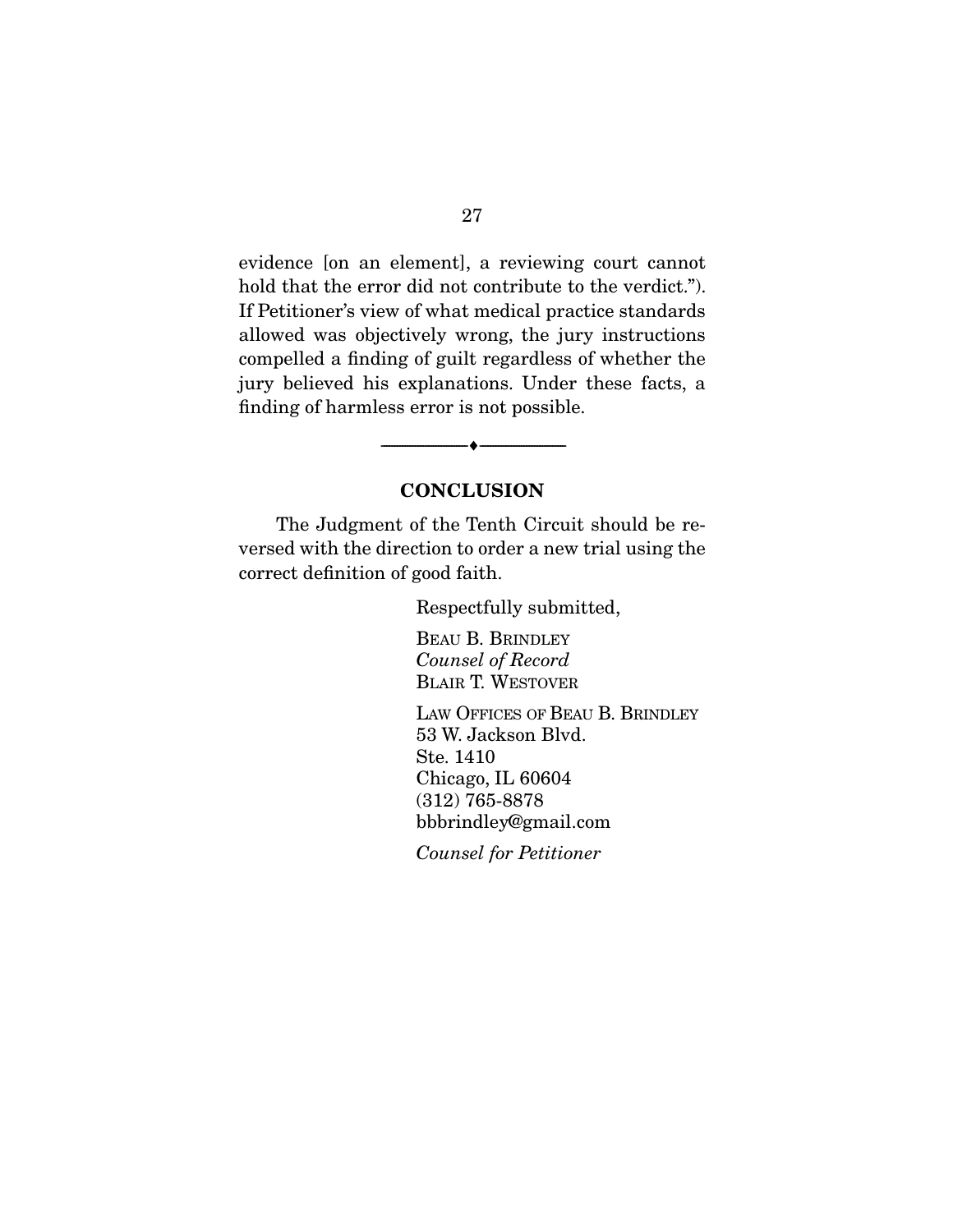evidence [on an element], a reviewing court cannot hold that the error did not contribute to the verdict."). If Petitioner's view of what medical practice standards allowed was objectively wrong, the jury instructions compelled a finding of guilt regardless of whether the jury believed his explanations. Under these facts, a finding of harmless error is not possible.

---

## CONCLUSION

The Judgment of the Tenth Circuit should be reversed with the direction to order a new trial using the correct definition of good faith.

Respectfully submitted,

BEAU B. BRINDLEY
*Counsel of Record*
BLAIR T. WESTOVER

LAW OFFICES OF BEAU B. BRINDLEY
53 W. Jackson Blvd.
Ste. 1410
Chicago, IL 60604
(312) 765-8878
bbbrindley@gmail.com

*Counsel for Petitioner*